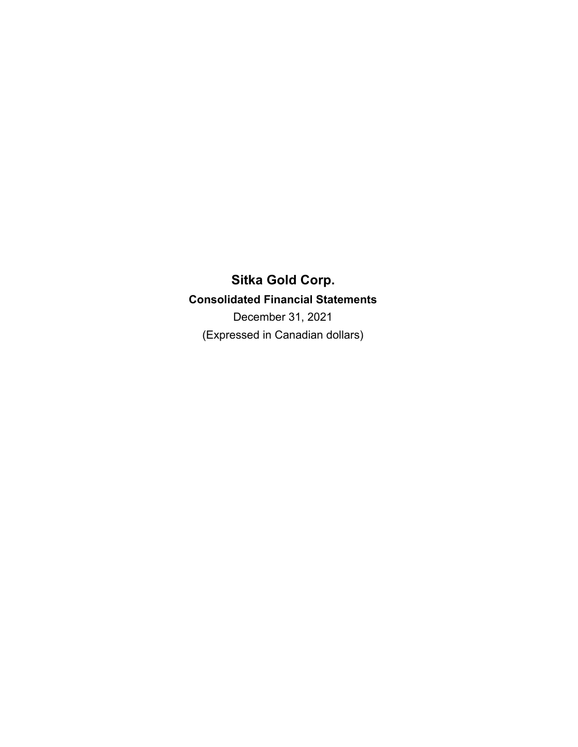# Sitka Gold Corp.

## Consolidated Financial Statements

December 31, 2021

(Expressed in Canadian dollars)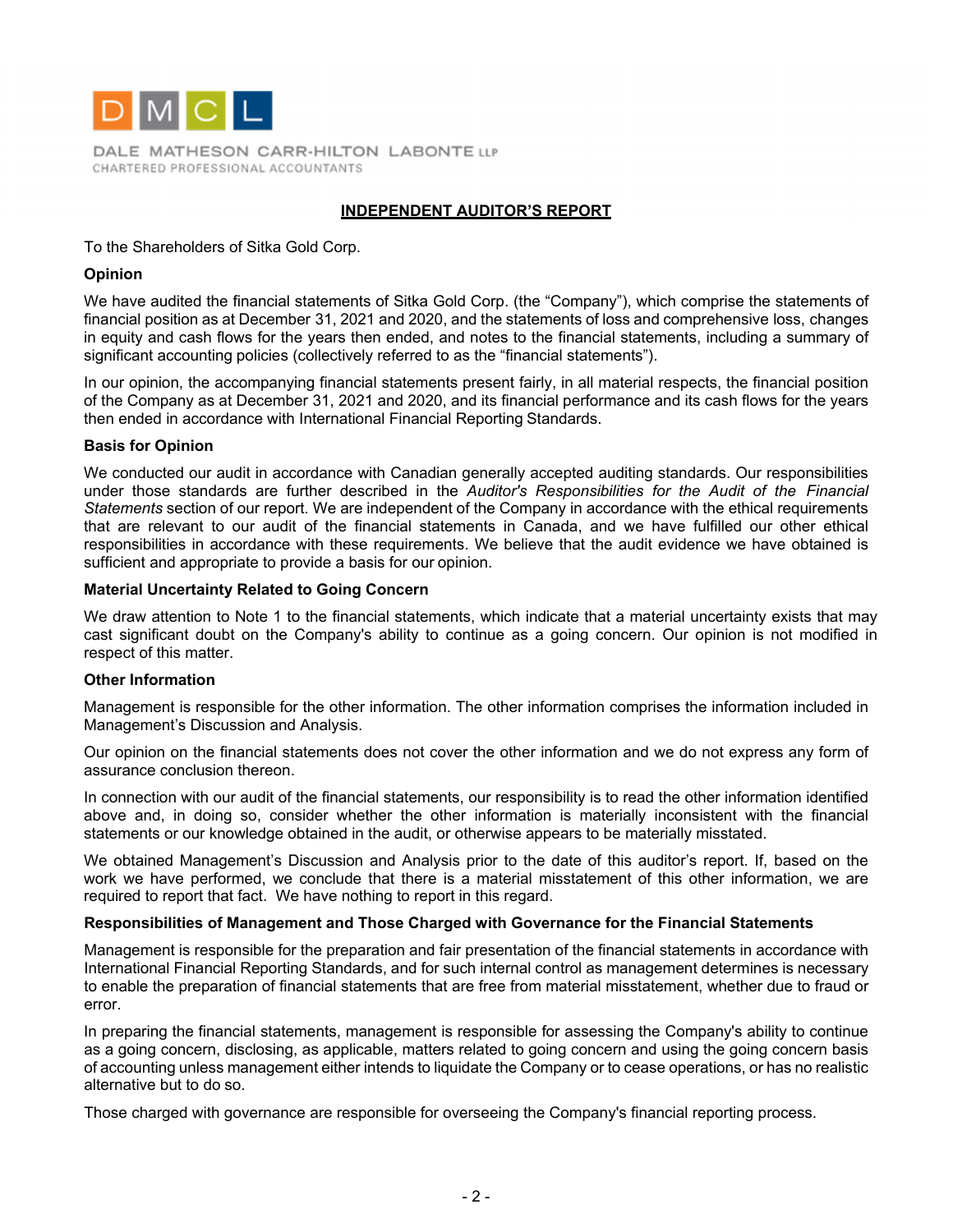DALE MATHESON CARR-HILTON LABONTE LLP
CHARTERED PROFESSIONAL ACCOUNTANTS

## INDEPENDENT AUDITOR'S REPORT

To the Shareholders of Sitka Gold Corp.

**Opinion**

We have audited the financial statements of Sitka Gold Corp. (the "Company"), which comprise the statements of financial position as at December 31, 2021 and 2020, and the statements of loss and comprehensive loss, changes in equity and cash flows for the years then ended, and notes to the financial statements, including a summary of significant accounting policies (collectively referred to as the "financial statements").

In our opinion, the accompanying financial statements present fairly, in all material respects, the financial position of the Company as at December 31, 2021 and 2020, and its financial performance and its cash flows for the years then ended in accordance with International Financial Reporting Standards.

**Basis for Opinion**

We conducted our audit in accordance with Canadian generally accepted auditing standards. Our responsibilities under those standards are further described in the *Auditor's Responsibilities for the Audit of the Financial Statements* section of our report. We are independent of the Company in accordance with the ethical requirements that are relevant to our audit of the financial statements in Canada, and we have fulfilled our other ethical responsibilities in accordance with these requirements. We believe that the audit evidence we have obtained is sufficient and appropriate to provide a basis for our opinion.

**Material Uncertainty Related to Going Concern**

We draw attention to Note 1 to the financial statements, which indicate that a material uncertainty exists that may cast significant doubt on the Company's ability to continue as a going concern. Our opinion is not modified in respect of this matter.

**Other Information**

Management is responsible for the other information. The other information comprises the information included in Management's Discussion and Analysis.

Our opinion on the financial statements does not cover the other information and we do not express any form of assurance conclusion thereon.

In connection with our audit of the financial statements, our responsibility is to read the other information identified above and, in doing so, consider whether the other information is materially inconsistent with the financial statements or our knowledge obtained in the audit, or otherwise appears to be materially misstated.

We obtained Management's Discussion and Analysis prior to the date of this auditor's report. If, based on the work we have performed, we conclude that there is a material misstatement of this other information, we are required to report that fact. We have nothing to report in this regard.

**Responsibilities of Management and Those Charged with Governance for the Financial Statements**

Management is responsible for the preparation and fair presentation of the financial statements in accordance with International Financial Reporting Standards, and for such internal control as management determines is necessary to enable the preparation of financial statements that are free from material misstatement, whether due to fraud or error.

In preparing the financial statements, management is responsible for assessing the Company's ability to continue as a going concern, disclosing, as applicable, matters related to going concern and using the going concern basis of accounting unless management either intends to liquidate the Company or to cease operations, or has no realistic alternative but to do so.

Those charged with governance are responsible for overseeing the Company's financial reporting process.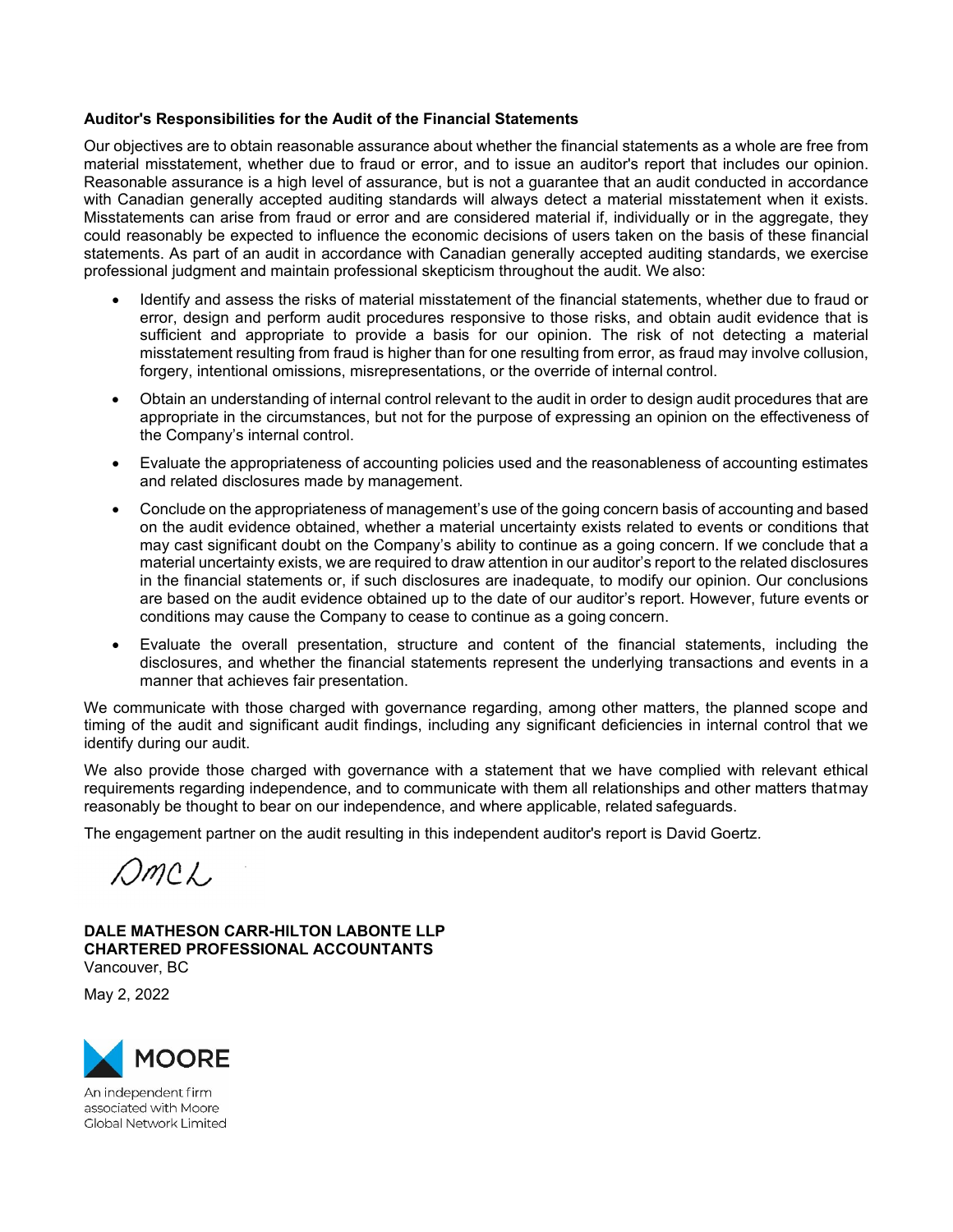**Auditor's Responsibilities for the Audit of the Financial Statements**

Our objectives are to obtain reasonable assurance about whether the financial statements as a whole are free from material misstatement, whether due to fraud or error, and to issue an auditor's report that includes our opinion. Reasonable assurance is a high level of assurance, but is not a guarantee that an audit conducted in accordance with Canadian generally accepted auditing standards will always detect a material misstatement when it exists. Misstatements can arise from fraud or error and are considered material if, individually or in the aggregate, they could reasonably be expected to influence the economic decisions of users taken on the basis of these financial statements. As part of an audit in accordance with Canadian generally accepted auditing standards, we exercise professional judgment and maintain professional skepticism throughout the audit. We also:

- Identify and assess the risks of material misstatement of the financial statements, whether due to fraud or error, design and perform audit procedures responsive to those risks, and obtain audit evidence that is sufficient and appropriate to provide a basis for our opinion. The risk of not detecting a material misstatement resulting from fraud is higher than for one resulting from error, as fraud may involve collusion, forgery, intentional omissions, misrepresentations, or the override of internal control.
- Obtain an understanding of internal control relevant to the audit in order to design audit procedures that are appropriate in the circumstances, but not for the purpose of expressing an opinion on the effectiveness of the Company's internal control.
- Evaluate the appropriateness of accounting policies used and the reasonableness of accounting estimates and related disclosures made by management.
- Conclude on the appropriateness of management's use of the going concern basis of accounting and based on the audit evidence obtained, whether a material uncertainty exists related to events or conditions that may cast significant doubt on the Company's ability to continue as a going concern. If we conclude that a material uncertainty exists, we are required to draw attention in our auditor's report to the related disclosures in the financial statements or, if such disclosures are inadequate, to modify our opinion. Our conclusions are based on the audit evidence obtained up to the date of our auditor's report. However, future events or conditions may cause the Company to cease to continue as a going concern.
- Evaluate the overall presentation, structure and content of the financial statements, including the disclosures, and whether the financial statements represent the underlying transactions and events in a manner that achieves fair presentation.

We communicate with those charged with governance regarding, among other matters, the planned scope and timing of the audit and significant audit findings, including any significant deficiencies in internal control that we identify during our audit.

We also provide those charged with governance with a statement that we have complied with relevant ethical requirements regarding independence, and to communicate with them all relationships and other matters that may reasonably be thought to bear on our independence, and where applicable, related safeguards.

The engagement partner on the audit resulting in this independent auditor's report is David Goertz.

DMCL

**DALE MATHESON CARR-HILTON LABONTE LLP**
**CHARTERED PROFESSIONAL ACCOUNTANTS**
Vancouver, BC

May 2, 2022

MOORE

An independent firm associated with Moore Global Network Limited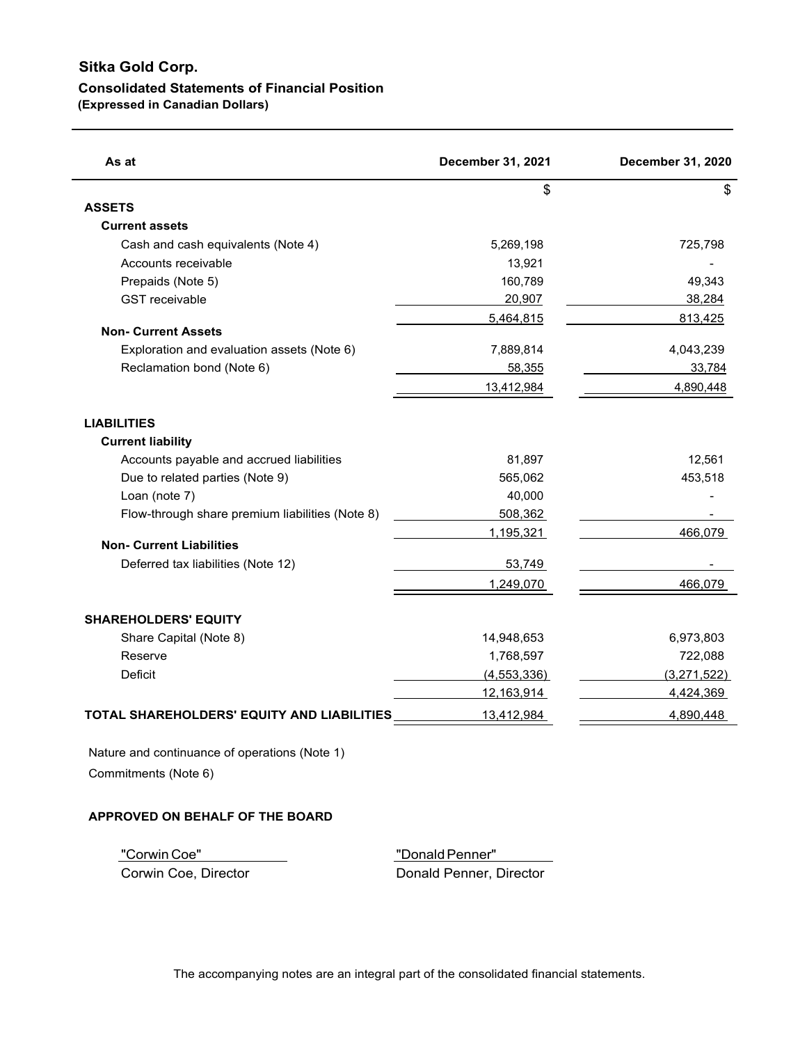# Sitka Gold Corp.

## Consolidated Statements of Financial Position

**(Expressed in Canadian Dollars)**

| As at | December 31, 2021 | December 31, 2020 |
|---|---|---|
| | $ | $ |
| **ASSETS** | | |
| **Current assets** | | |
| Cash and cash equivalents (Note 4) | 5,269,198 | 725,798 |
| Accounts receivable | 13,921 | - |
| Prepaids (Note 5) | 160,789 | 49,343 |
| GST receivable | 20,907 | 38,284 |
| | 5,464,815 | 813,425 |
| **Non- Current Assets** | | |
| Exploration and evaluation assets (Note 6) | 7,889,814 | 4,043,239 |
| Reclamation bond (Note 6) | 58,355 | 33,784 |
| | 13,412,984 | 4,890,448 |
| **LIABILITIES** | | |
| **Current liability** | | |
| Accounts payable and accrued liabilities | 81,897 | 12,561 |
| Due to related parties (Note 9) | 565,062 | 453,518 |
| Loan (note 7) | 40,000 | - |
| Flow-through share premium liabilities (Note 8) | 508,362 | - |
| | 1,195,321 | 466,079 |
| **Non- Current Liabilities** | | |
| Deferred tax liabilities (Note 12) | 53,749 | - |
| | 1,249,070 | 466,079 |
| **SHAREHOLDERS' EQUITY** | | |
| Share Capital (Note 8) | 14,948,653 | 6,973,803 |
| Reserve | 1,768,597 | 722,088 |
| Deficit | (4,553,336) | (3,271,522) |
| | 12,163,914 | 4,424,369 |
| **TOTAL SHAREHOLDERS' EQUITY AND LIABILITIES** | 13,412,984 | 4,890,448 |

Nature and continuance of operations (Note 1)

Commitments (Note 6)

**APPROVED ON BEHALF OF THE BOARD**

| "Corwin Coe" | "Donald Penner" |
|---|---|
| Corwin Coe, Director | Donald Penner, Director |

The accompanying notes are an integral part of the consolidated financial statements.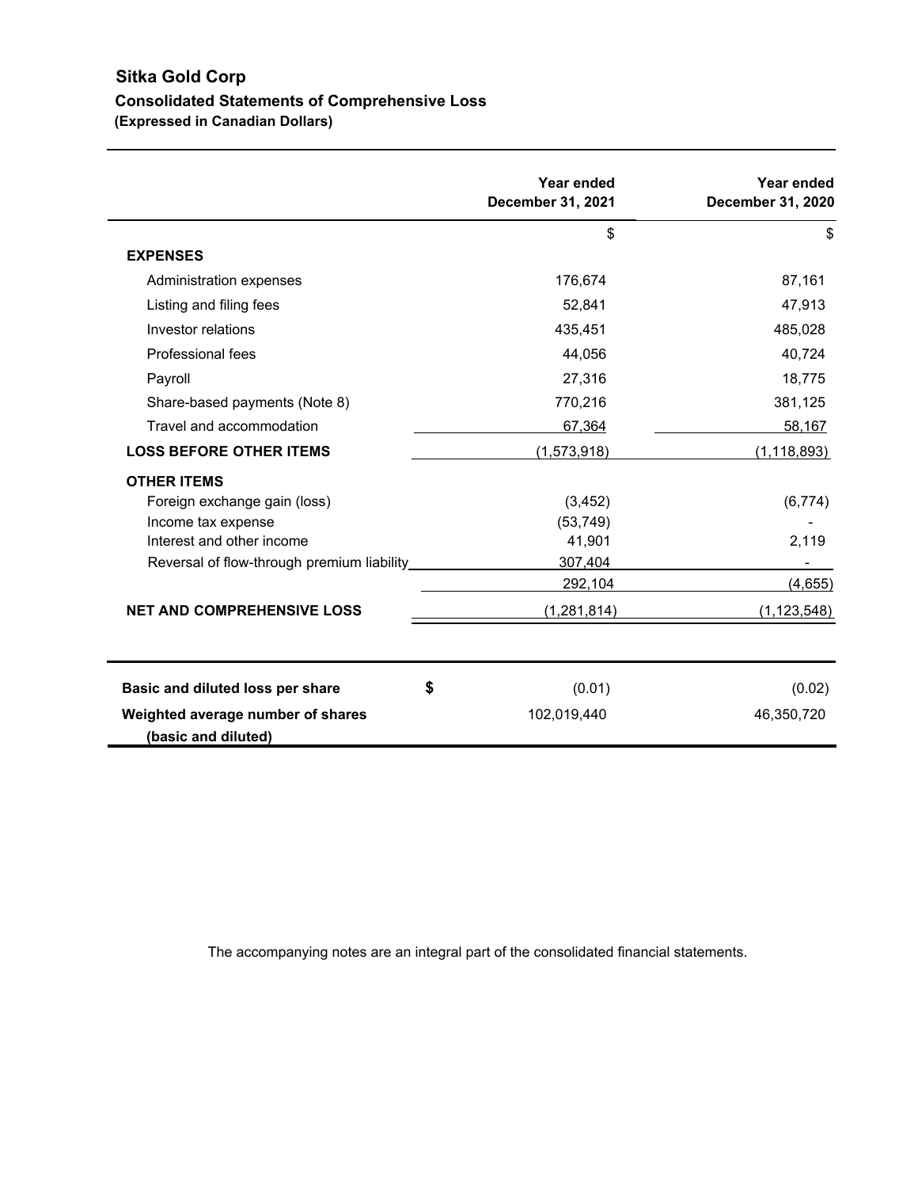# Sitka Gold Corp

## Consolidated Statements of Comprehensive Loss

**(Expressed in Canadian Dollars)**

| | Year ended December 31, 2021 | Year ended December 31, 2020 |
|---|---|---|
| | $ | $ |
| **EXPENSES** | | |
| Administration expenses | 176,674 | 87,161 |
| Listing and filing fees | 52,841 | 47,913 |
| Investor relations | 435,451 | 485,028 |
| Professional fees | 44,056 | 40,724 |
| Payroll | 27,316 | 18,775 |
| Share-based payments (Note 8) | 770,216 | 381,125 |
| Travel and accommodation | 67,364 | 58,167 |
| **LOSS BEFORE OTHER ITEMS** | (1,573,918) | (1,118,893) |
| **OTHER ITEMS** | | |
| Foreign exchange gain (loss) | (3,452) | (6,774) |
| Income tax expense | (53,749) | - |
| Interest and other income | 41,901 | 2,119 |
| Reversal of flow-through premium liability | 307,404 | - |
| | 292,104 | (4,655) |
| **NET AND COMPREHENSIVE LOSS** | (1,281,814) | (1,123,548) |

| | | Year ended December 31, 2021 | Year ended December 31, 2020 |
|---|---|---|---|
| **Basic and diluted loss per share** | **$** | (0.01) | (0.02) |
| **Weighted average number of shares (basic and diluted)** | | 102,019,440 | 46,350,720 |

The accompanying notes are an integral part of the consolidated financial statements.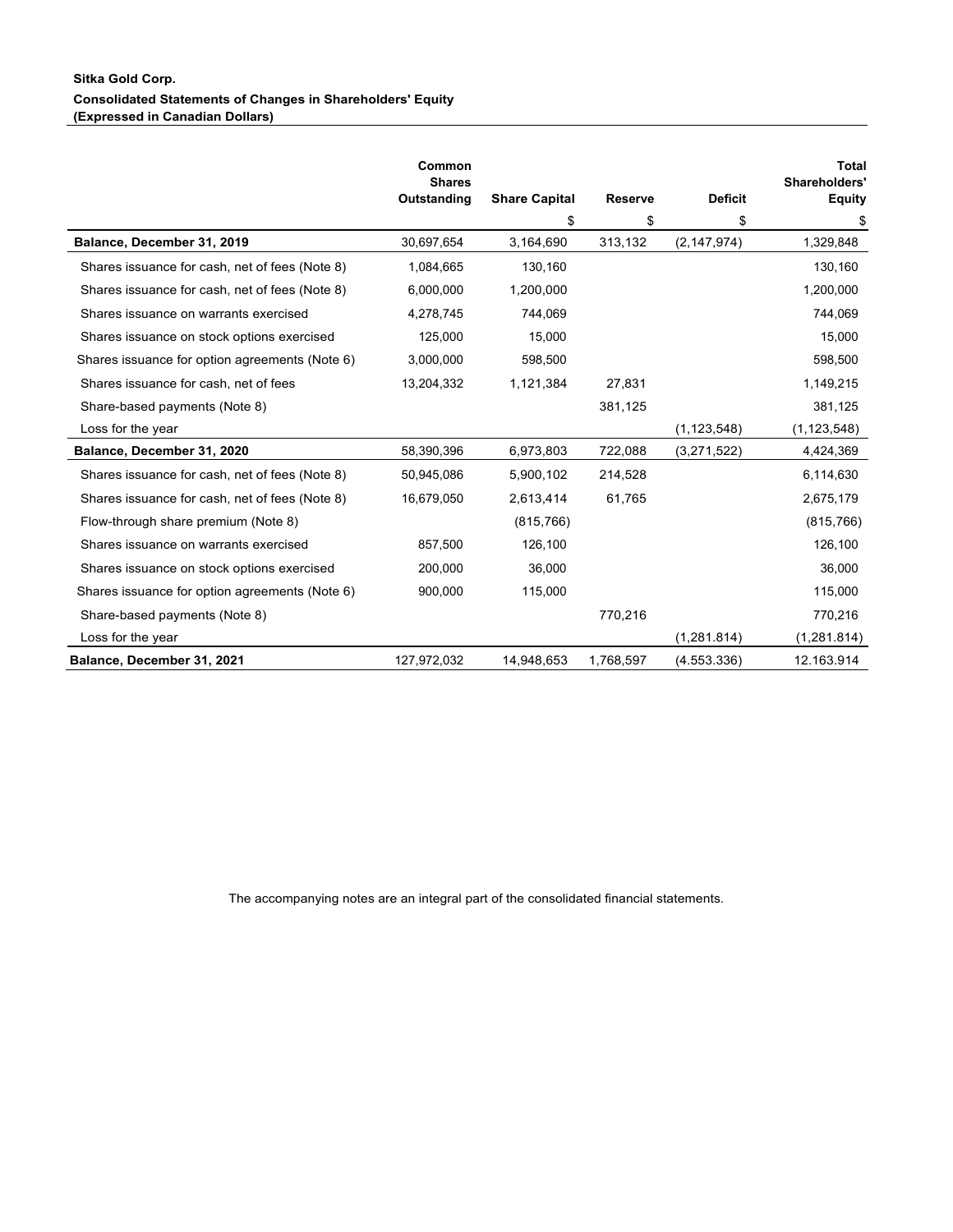**Sitka Gold Corp.**

**Consolidated Statements of Changes in Shareholders' Equity**
**(Expressed in Canadian Dollars)**

| | Common Shares Outstanding | Share Capital | Reserve | Deficit | Total Shareholders' Equity |
|---|---|---|---|---|---|
| | | $ | $ | $ | $ |
| **Balance, December 31, 2019** | 30,697,654 | 3,164,690 | 313,132 | (2,147,974) | 1,329,848 |
| Shares issuance for cash, net of fees (Note 8) | 1,084,665 | 130,160 | | | 130,160 |
| Shares issuance for cash, net of fees (Note 8) | 6,000,000 | 1,200,000 | | | 1,200,000 |
| Shares issuance on warrants exercised | 4,278,745 | 744,069 | | | 744,069 |
| Shares issuance on stock options exercised | 125,000 | 15,000 | | | 15,000 |
| Shares issuance for option agreements (Note 6) | 3,000,000 | 598,500 | | | 598,500 |
| Shares issuance for cash, net of fees | 13,204,332 | 1,121,384 | 27,831 | | 1,149,215 |
| Share-based payments (Note 8) | | | 381,125 | | 381,125 |
| Loss for the year | | | | (1,123,548) | (1,123,548) |
| **Balance, December 31, 2020** | 58,390,396 | 6,973,803 | 722,088 | (3,271,522) | 4,424,369 |
| Shares issuance for cash, net of fees (Note 8) | 50,945,086 | 5,900,102 | 214,528 | | 6,114,630 |
| Shares issuance for cash, net of fees (Note 8) | 16,679,050 | 2,613,414 | 61,765 | | 2,675,179 |
| Flow-through share premium (Note 8) | | (815,766) | | | (815,766) |
| Shares issuance on warrants exercised | 857,500 | 126,100 | | | 126,100 |
| Shares issuance on stock options exercised | 200,000 | 36,000 | | | 36,000 |
| Shares issuance for option agreements (Note 6) | 900,000 | 115,000 | | | 115,000 |
| Share-based payments (Note 8) | | | 770,216 | | 770,216 |
| Loss for the year | | | | (1,281.814) | (1,281.814) |
| **Balance, December 31, 2021** | 127,972,032 | 14,948,653 | 1,768,597 | (4.553.336) | 12.163.914 |

The accompanying notes are an integral part of the consolidated financial statements.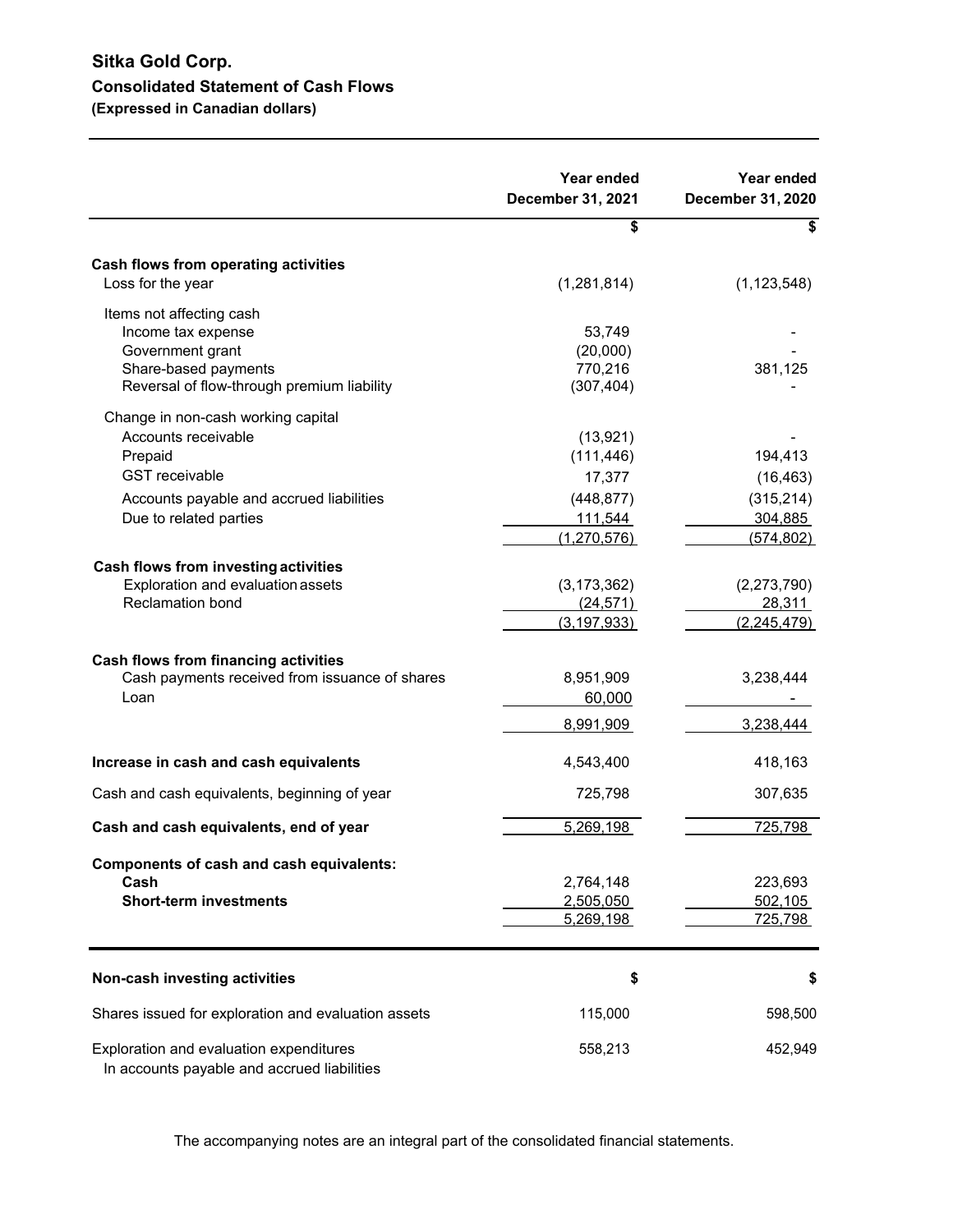# Sitka Gold Corp.

## Consolidated Statement of Cash Flows

### (Expressed in Canadian dollars)

| | Year ended December 31, 2021 | Year ended December 31, 2020 |
|---|---|---|
| | $ | $ |
| **Cash flows from operating activities** | | |
| Loss for the year | (1,281,814) | (1,123,548) |
| Items not affecting cash | | |
| Income tax expense | 53,749 | - |
| Government grant | (20,000) | - |
| Share-based payments | 770,216 | 381,125 |
| Reversal of flow-through premium liability | (307,404) | - |
| Change in non-cash working capital | | |
| Accounts receivable | (13,921) | - |
| Prepaid | (111,446) | 194,413 |
| GST receivable | 17,377 | (16,463) |
| Accounts payable and accrued liabilities | (448,877) | (315,214) |
| Due to related parties | 111,544 | 304,885 |
| | (1,270,576) | (574,802) |
| **Cash flows from investing activities** | | |
| Exploration and evaluation assets | (3,173,362) | (2,273,790) |
| Reclamation bond | (24,571) | 28,311 |
| | (3,197,933) | (2,245,479) |
| **Cash flows from financing activities** | | |
| Cash payments received from issuance of shares | 8,951,909 | 3,238,444 |
| Loan | 60,000 | - |
| | 8,991,909 | 3,238,444 |
| **Increase in cash and cash equivalents** | 4,543,400 | 418,163 |
| Cash and cash equivalents, beginning of year | 725,798 | 307,635 |
| **Cash and cash equivalents, end of year** | 5,269,198 | 725,798 |
| **Components of cash and cash equivalents:** | | |
| **Cash** | 2,764,148 | 223,693 |
| **Short-term investments** | 2,505,050 | 502,105 |
| | 5,269,198 | 725,798 |

| **Non-cash investing activities** | $ | $ |
|---|---|---|
| Shares issued for exploration and evaluation assets | 115,000 | 598,500 |
| Exploration and evaluation expenditures In accounts payable and accrued liabilities | 558,213 | 452,949 |

The accompanying notes are an integral part of the consolidated financial statements.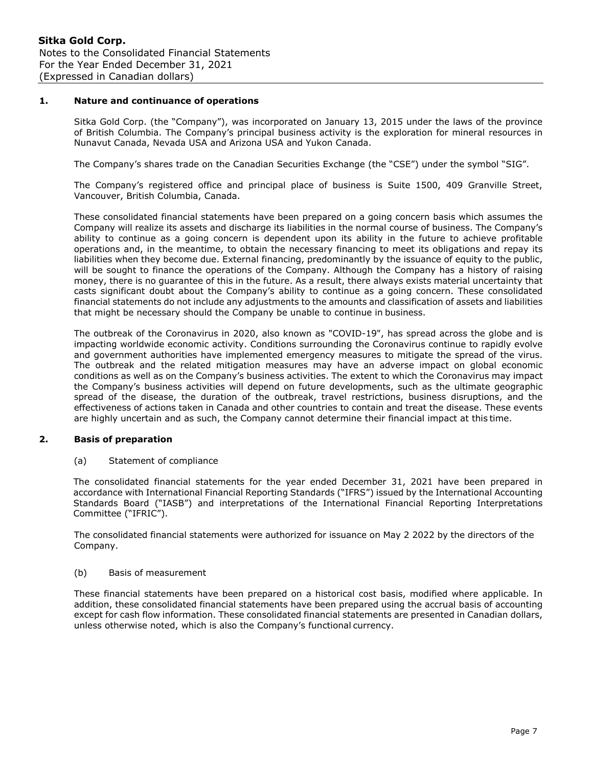## 1. Nature and continuance of operations

Sitka Gold Corp. (the "Company"), was incorporated on January 13, 2015 under the laws of the province of British Columbia. The Company's principal business activity is the exploration for mineral resources in Nunavut Canada, Nevada USA and Arizona USA and Yukon Canada.

The Company's shares trade on the Canadian Securities Exchange (the "CSE") under the symbol "SIG".

The Company's registered office and principal place of business is Suite 1500, 409 Granville Street, Vancouver, British Columbia, Canada.

These consolidated financial statements have been prepared on a going concern basis which assumes the Company will realize its assets and discharge its liabilities in the normal course of business. The Company's ability to continue as a going concern is dependent upon its ability in the future to achieve profitable operations and, in the meantime, to obtain the necessary financing to meet its obligations and repay its liabilities when they become due. External financing, predominantly by the issuance of equity to the public, will be sought to finance the operations of the Company. Although the Company has a history of raising money, there is no guarantee of this in the future. As a result, there always exists material uncertainty that casts significant doubt about the Company's ability to continue as a going concern. These consolidated financial statements do not include any adjustments to the amounts and classification of assets and liabilities that might be necessary should the Company be unable to continue in business.

The outbreak of the Coronavirus in 2020, also known as "COVID-19", has spread across the globe and is impacting worldwide economic activity. Conditions surrounding the Coronavirus continue to rapidly evolve and government authorities have implemented emergency measures to mitigate the spread of the virus. The outbreak and the related mitigation measures may have an adverse impact on global economic conditions as well as on the Company's business activities. The extent to which the Coronavirus may impact the Company's business activities will depend on future developments, such as the ultimate geographic spread of the disease, the duration of the outbreak, travel restrictions, business disruptions, and the effectiveness of actions taken in Canada and other countries to contain and treat the disease. These events are highly uncertain and as such, the Company cannot determine their financial impact at this time.

## 2. Basis of preparation

### (a) Statement of compliance

The consolidated financial statements for the year ended December 31, 2021 have been prepared in accordance with International Financial Reporting Standards ("IFRS") issued by the International Accounting Standards Board ("IASB") and interpretations of the International Financial Reporting Interpretations Committee ("IFRIC").

The consolidated financial statements were authorized for issuance on May 2 2022 by the directors of the Company.

### (b) Basis of measurement

These financial statements have been prepared on a historical cost basis, modified where applicable. In addition, these consolidated financial statements have been prepared using the accrual basis of accounting except for cash flow information. These consolidated financial statements are presented in Canadian dollars, unless otherwise noted, which is also the Company's functional currency.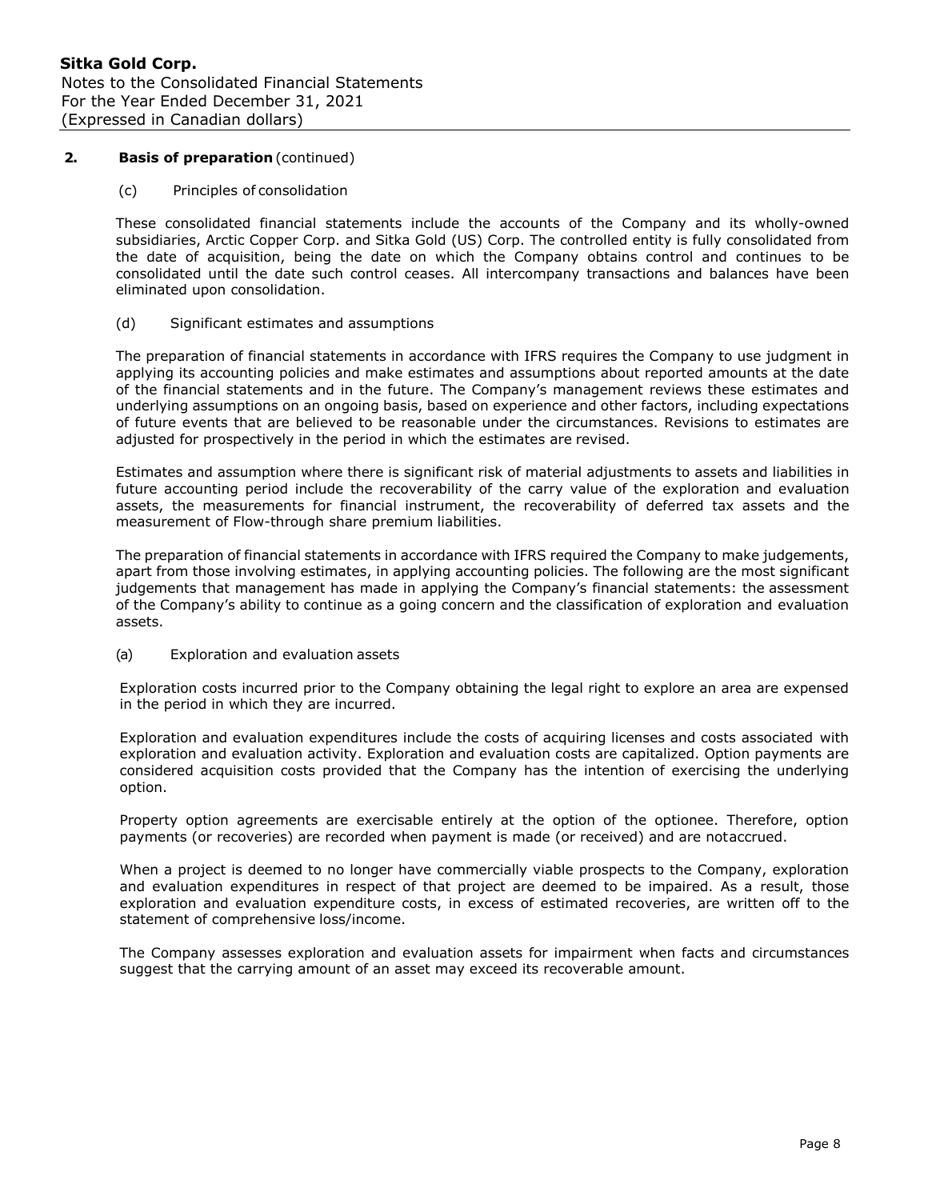## 2. Basis of preparation (continued)

(c) Principles of consolidation

These consolidated financial statements include the accounts of the Company and its wholly-owned subsidiaries, Arctic Copper Corp. and Sitka Gold (US) Corp. The controlled entity is fully consolidated from the date of acquisition, being the date on which the Company obtains control and continues to be consolidated until the date such control ceases. All intercompany transactions and balances have been eliminated upon consolidation.

(d) Significant estimates and assumptions

The preparation of financial statements in accordance with IFRS requires the Company to use judgment in applying its accounting policies and make estimates and assumptions about reported amounts at the date of the financial statements and in the future. The Company's management reviews these estimates and underlying assumptions on an ongoing basis, based on experience and other factors, including expectations of future events that are believed to be reasonable under the circumstances. Revisions to estimates are adjusted for prospectively in the period in which the estimates are revised.

Estimates and assumption where there is significant risk of material adjustments to assets and liabilities in future accounting period include the recoverability of the carry value of the exploration and evaluation assets, the measurements for financial instrument, the recoverability of deferred tax assets and the measurement of Flow-through share premium liabilities.

The preparation of financial statements in accordance with IFRS required the Company to make judgements, apart from those involving estimates, in applying accounting policies. The following are the most significant judgements that management has made in applying the Company's financial statements: the assessment of the Company's ability to continue as a going concern and the classification of exploration and evaluation assets.

(a) Exploration and evaluation assets

Exploration costs incurred prior to the Company obtaining the legal right to explore an area are expensed in the period in which they are incurred.

Exploration and evaluation expenditures include the costs of acquiring licenses and costs associated with exploration and evaluation activity. Exploration and evaluation costs are capitalized. Option payments are considered acquisition costs provided that the Company has the intention of exercising the underlying option.

Property option agreements are exercisable entirely at the option of the optionee. Therefore, option payments (or recoveries) are recorded when payment is made (or received) and are notaccrued.

When a project is deemed to no longer have commercially viable prospects to the Company, exploration and evaluation expenditures in respect of that project are deemed to be impaired. As a result, those exploration and evaluation expenditure costs, in excess of estimated recoveries, are written off to the statement of comprehensive loss/income.

The Company assesses exploration and evaluation assets for impairment when facts and circumstances suggest that the carrying amount of an asset may exceed its recoverable amount.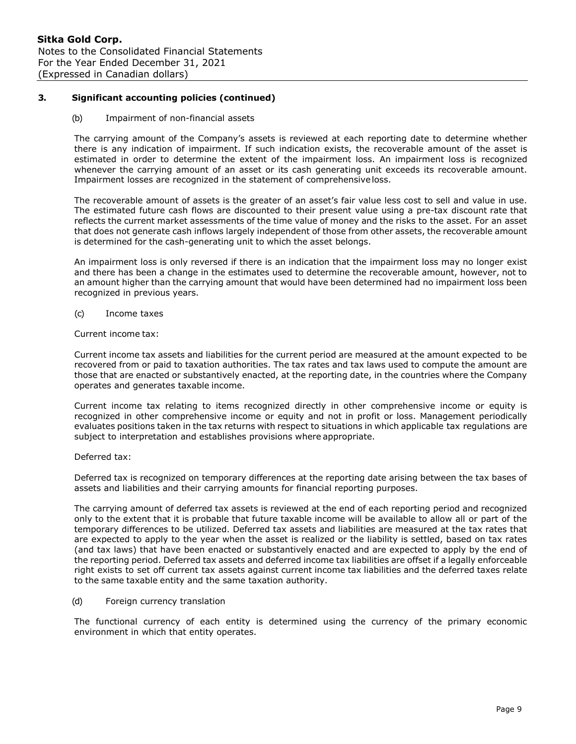## 3. Significant accounting policies (continued)

(b) Impairment of non-financial assets

The carrying amount of the Company's assets is reviewed at each reporting date to determine whether there is any indication of impairment. If such indication exists, the recoverable amount of the asset is estimated in order to determine the extent of the impairment loss. An impairment loss is recognized whenever the carrying amount of an asset or its cash generating unit exceeds its recoverable amount. Impairment losses are recognized in the statement of comprehensive loss.

The recoverable amount of assets is the greater of an asset's fair value less cost to sell and value in use. The estimated future cash flows are discounted to their present value using a pre-tax discount rate that reflects the current market assessments of the time value of money and the risks to the asset. For an asset that does not generate cash inflows largely independent of those from other assets, the recoverable amount is determined for the cash-generating unit to which the asset belongs.

An impairment loss is only reversed if there is an indication that the impairment loss may no longer exist and there has been a change in the estimates used to determine the recoverable amount, however, not to an amount higher than the carrying amount that would have been determined had no impairment loss been recognized in previous years.

(c) Income taxes

Current income tax:

Current income tax assets and liabilities for the current period are measured at the amount expected to be recovered from or paid to taxation authorities. The tax rates and tax laws used to compute the amount are those that are enacted or substantively enacted, at the reporting date, in the countries where the Company operates and generates taxable income.

Current income tax relating to items recognized directly in other comprehensive income or equity is recognized in other comprehensive income or equity and not in profit or loss. Management periodically evaluates positions taken in the tax returns with respect to situations in which applicable tax regulations are subject to interpretation and establishes provisions where appropriate.

Deferred tax:

Deferred tax is recognized on temporary differences at the reporting date arising between the tax bases of assets and liabilities and their carrying amounts for financial reporting purposes.

The carrying amount of deferred tax assets is reviewed at the end of each reporting period and recognized only to the extent that it is probable that future taxable income will be available to allow all or part of the temporary differences to be utilized. Deferred tax assets and liabilities are measured at the tax rates that are expected to apply to the year when the asset is realized or the liability is settled, based on tax rates (and tax laws) that have been enacted or substantively enacted and are expected to apply by the end of the reporting period. Deferred tax assets and deferred income tax liabilities are offset if a legally enforceable right exists to set off current tax assets against current income tax liabilities and the deferred taxes relate to the same taxable entity and the same taxation authority.

(d) Foreign currency translation

The functional currency of each entity is determined using the currency of the primary economic environment in which that entity operates.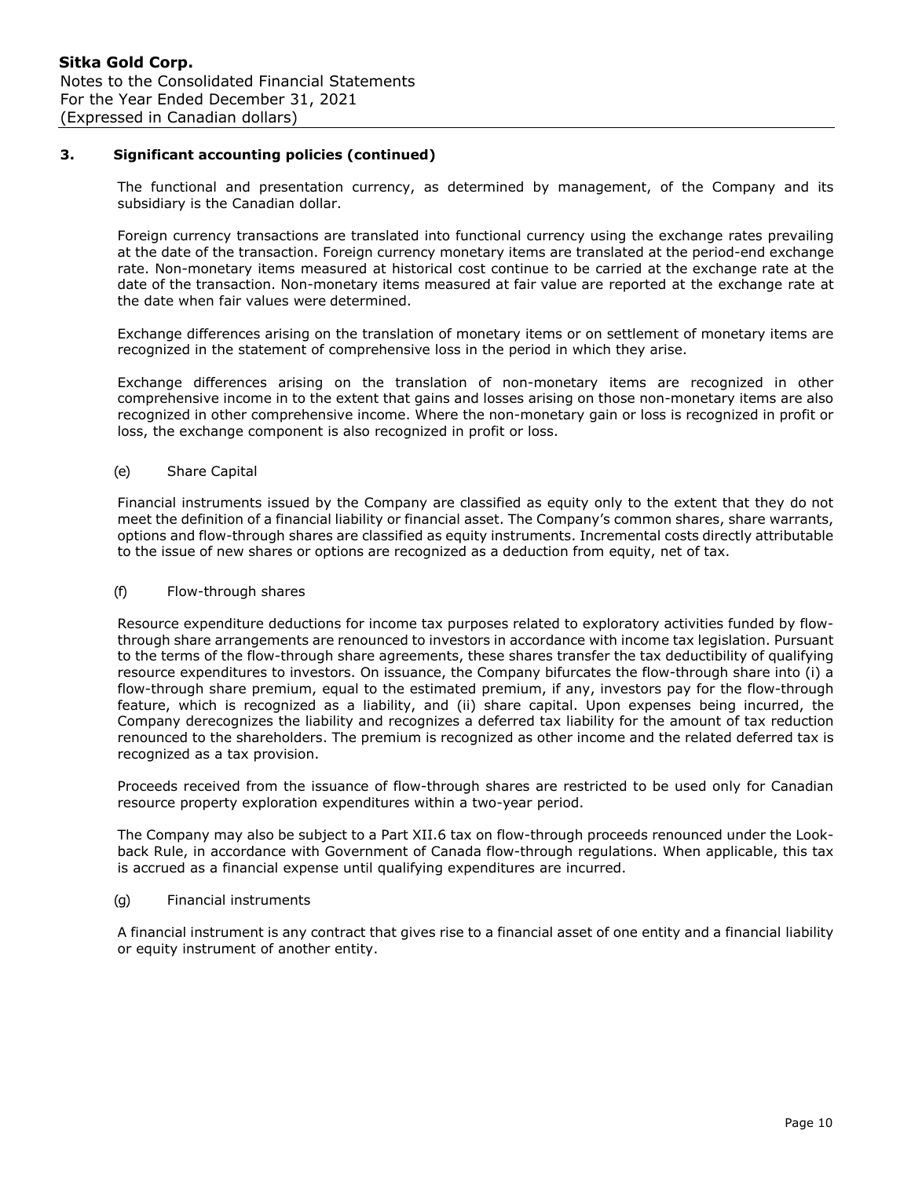## 3. Significant accounting policies (continued)

The functional and presentation currency, as determined by management, of the Company and its subsidiary is the Canadian dollar.

Foreign currency transactions are translated into functional currency using the exchange rates prevailing at the date of the transaction. Foreign currency monetary items are translated at the period-end exchange rate. Non-monetary items measured at historical cost continue to be carried at the exchange rate at the date of the transaction. Non-monetary items measured at fair value are reported at the exchange rate at the date when fair values were determined.

Exchange differences arising on the translation of monetary items or on settlement of monetary items are recognized in the statement of comprehensive loss in the period in which they arise.

Exchange differences arising on the translation of non-monetary items are recognized in other comprehensive income in to the extent that gains and losses arising on those non-monetary items are also recognized in other comprehensive income. Where the non-monetary gain or loss is recognized in profit or loss, the exchange component is also recognized in profit or loss.

### (e) Share Capital

Financial instruments issued by the Company are classified as equity only to the extent that they do not meet the definition of a financial liability or financial asset. The Company's common shares, share warrants, options and flow-through shares are classified as equity instruments. Incremental costs directly attributable to the issue of new shares or options are recognized as a deduction from equity, net of tax.

### (f) Flow-through shares

Resource expenditure deductions for income tax purposes related to exploratory activities funded by flow-through share arrangements are renounced to investors in accordance with income tax legislation. Pursuant to the terms of the flow-through share agreements, these shares transfer the tax deductibility of qualifying resource expenditures to investors. On issuance, the Company bifurcates the flow-through share into (i) a flow-through share premium, equal to the estimated premium, if any, investors pay for the flow-through feature, which is recognized as a liability, and (ii) share capital. Upon expenses being incurred, the Company derecognizes the liability and recognizes a deferred tax liability for the amount of tax reduction renounced to the shareholders. The premium is recognized as other income and the related deferred tax is recognized as a tax provision.

Proceeds received from the issuance of flow-through shares are restricted to be used only for Canadian resource property exploration expenditures within a two-year period.

The Company may also be subject to a Part XII.6 tax on flow-through proceeds renounced under the Look-back Rule, in accordance with Government of Canada flow-through regulations. When applicable, this tax is accrued as a financial expense until qualifying expenditures are incurred.

### (g) Financial instruments

A financial instrument is any contract that gives rise to a financial asset of one entity and a financial liability or equity instrument of another entity.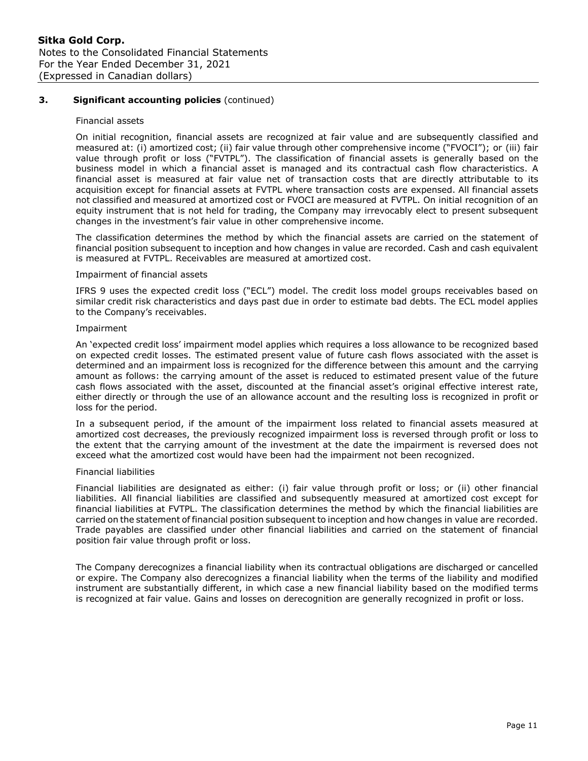### 3. Significant accounting policies (continued)

Financial assets

On initial recognition, financial assets are recognized at fair value and are subsequently classified and measured at: (i) amortized cost; (ii) fair value through other comprehensive income ("FVOCI"); or (iii) fair value through profit or loss ("FVTPL"). The classification of financial assets is generally based on the business model in which a financial asset is managed and its contractual cash flow characteristics. A financial asset is measured at fair value net of transaction costs that are directly attributable to its acquisition except for financial assets at FVTPL where transaction costs are expensed. All financial assets not classified and measured at amortized cost or FVOCI are measured at FVTPL. On initial recognition of an equity instrument that is not held for trading, the Company may irrevocably elect to present subsequent changes in the investment's fair value in other comprehensive income.

The classification determines the method by which the financial assets are carried on the statement of financial position subsequent to inception and how changes in value are recorded. Cash and cash equivalent is measured at FVTPL. Receivables are measured at amortized cost.

Impairment of financial assets

IFRS 9 uses the expected credit loss ("ECL") model. The credit loss model groups receivables based on similar credit risk characteristics and days past due in order to estimate bad debts. The ECL model applies to the Company's receivables.

Impairment

An 'expected credit loss' impairment model applies which requires a loss allowance to be recognized based on expected credit losses. The estimated present value of future cash flows associated with the asset is determined and an impairment loss is recognized for the difference between this amount and the carrying amount as follows: the carrying amount of the asset is reduced to estimated present value of the future cash flows associated with the asset, discounted at the financial asset's original effective interest rate, either directly or through the use of an allowance account and the resulting loss is recognized in profit or loss for the period.

In a subsequent period, if the amount of the impairment loss related to financial assets measured at amortized cost decreases, the previously recognized impairment loss is reversed through profit or loss to the extent that the carrying amount of the investment at the date the impairment is reversed does not exceed what the amortized cost would have been had the impairment not been recognized.

Financial liabilities

Financial liabilities are designated as either: (i) fair value through profit or loss; or (ii) other financial liabilities. All financial liabilities are classified and subsequently measured at amortized cost except for financial liabilities at FVTPL. The classification determines the method by which the financial liabilities are carried on the statement of financial position subsequent to inception and how changes in value are recorded. Trade payables are classified under other financial liabilities and carried on the statement of financial position fair value through profit or loss.

The Company derecognizes a financial liability when its contractual obligations are discharged or cancelled or expire. The Company also derecognizes a financial liability when the terms of the liability and modified instrument are substantially different, in which case a new financial liability based on the modified terms is recognized at fair value. Gains and losses on derecognition are generally recognized in profit or loss.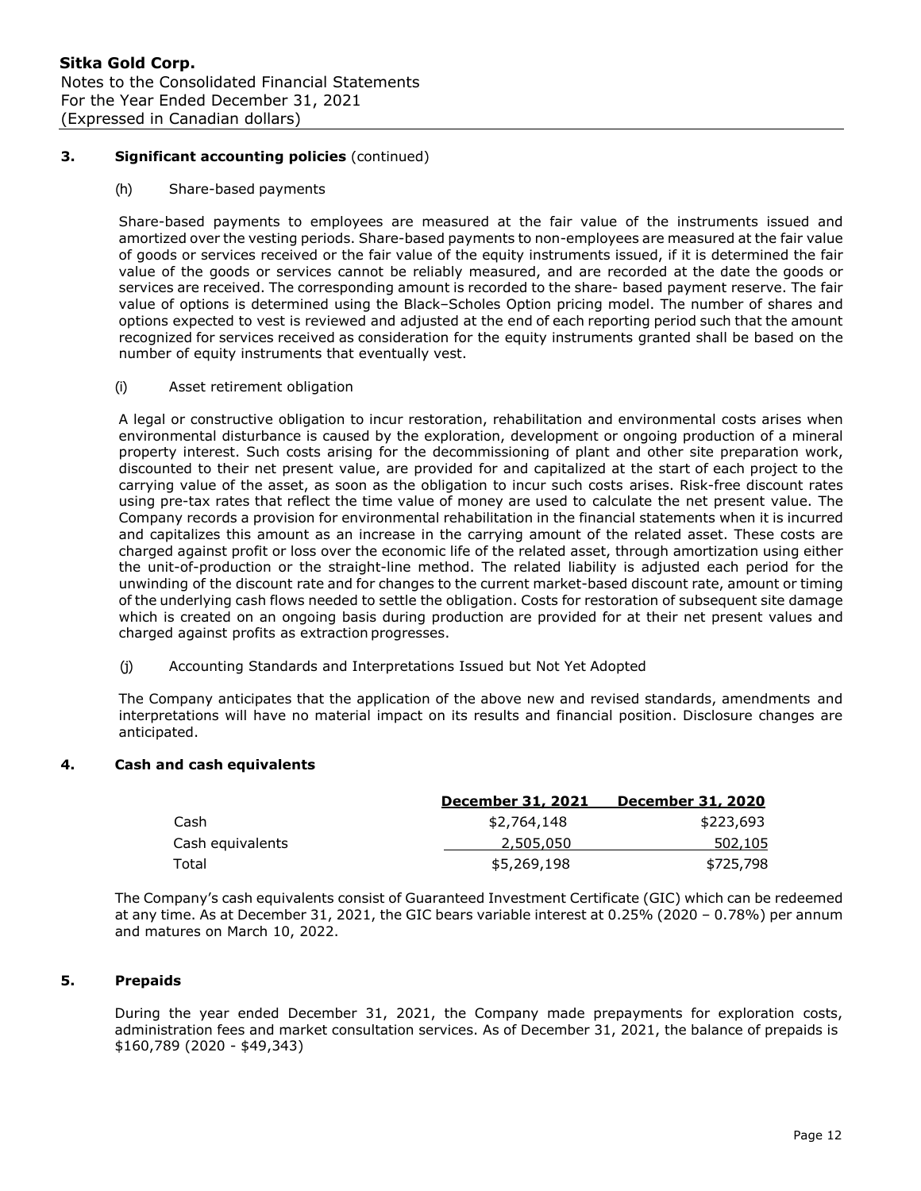### 3. Significant accounting policies (continued)

(h) Share-based payments

Share-based payments to employees are measured at the fair value of the instruments issued and amortized over the vesting periods. Share-based payments to non-employees are measured at the fair value of goods or services received or the fair value of the equity instruments issued, if it is determined the fair value of the goods or services cannot be reliably measured, and are recorded at the date the goods or services are received. The corresponding amount is recorded to the share- based payment reserve. The fair value of options is determined using the Black–Scholes Option pricing model. The number of shares and options expected to vest is reviewed and adjusted at the end of each reporting period such that the amount recognized for services received as consideration for the equity instruments granted shall be based on the number of equity instruments that eventually vest.

(i) Asset retirement obligation

A legal or constructive obligation to incur restoration, rehabilitation and environmental costs arises when environmental disturbance is caused by the exploration, development or ongoing production of a mineral property interest. Such costs arising for the decommissioning of plant and other site preparation work, discounted to their net present value, are provided for and capitalized at the start of each project to the carrying value of the asset, as soon as the obligation to incur such costs arises. Risk-free discount rates using pre-tax rates that reflect the time value of money are used to calculate the net present value. The Company records a provision for environmental rehabilitation in the financial statements when it is incurred and capitalizes this amount as an increase in the carrying amount of the related asset. These costs are charged against profit or loss over the economic life of the related asset, through amortization using either the unit-of-production or the straight-line method. The related liability is adjusted each period for the unwinding of the discount rate and for changes to the current market-based discount rate, amount or timing of the underlying cash flows needed to settle the obligation. Costs for restoration of subsequent site damage which is created on an ongoing basis during production are provided for at their net present values and charged against profits as extraction progresses.

(j) Accounting Standards and Interpretations Issued but Not Yet Adopted

The Company anticipates that the application of the above new and revised standards, amendments and interpretations will have no material impact on its results and financial position. Disclosure changes are anticipated.

### 4. Cash and cash equivalents

| | December 31, 2021 | December 31, 2020 |
|---|---|---|
| Cash | $2,764,148 | $223,693 |
| Cash equivalents | 2,505,050 | 502,105 |
| Total | $5,269,198 | $725,798 |

The Company's cash equivalents consist of Guaranteed Investment Certificate (GIC) which can be redeemed at any time. As at December 31, 2021, the GIC bears variable interest at 0.25% (2020 – 0.78%) per annum and matures on March 10, 2022.

### 5. Prepaids

During the year ended December 31, 2021, the Company made prepayments for exploration costs, administration fees and market consultation services. As of December 31, 2021, the balance of prepaids is $160,789 (2020 - $49,343)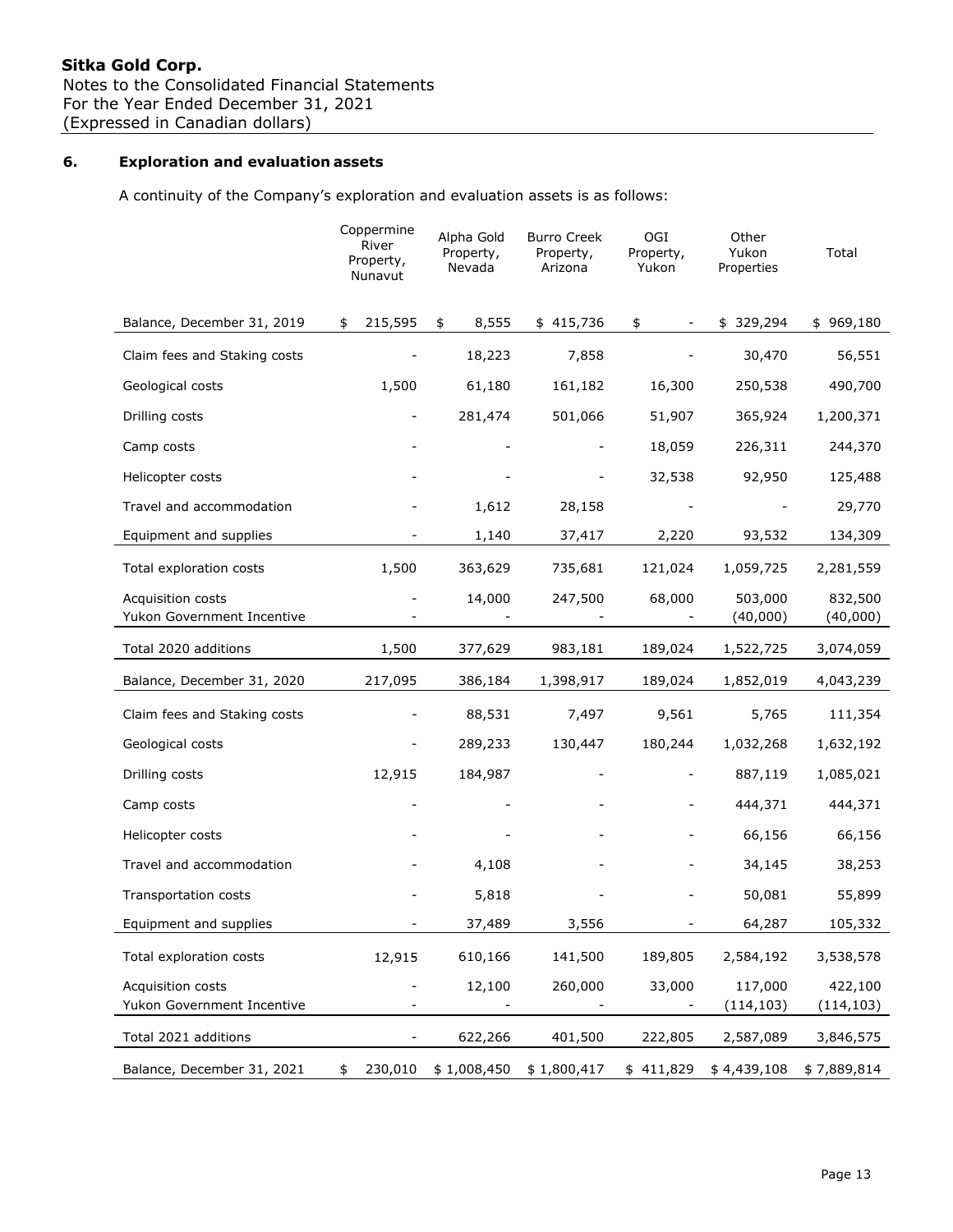## 6. Exploration and evaluation assets

A continuity of the Company's exploration and evaluation assets is as follows:

| | Coppermine River Property, Nunavut | Alpha Gold Property, Nevada | Burro Creek Property, Arizona | OGI Property, Yukon | Other Yukon Properties | Total |
|---|---|---|---|---|---|---|
| Balance, December 31, 2019 | $ 215,595 | $ 8,555 | $ 415,736 | $ - | $ 329,294 | $ 969,180 |
| Claim fees and Staking costs | - | 18,223 | 7,858 | - | 30,470 | 56,551 |
| Geological costs | 1,500 | 61,180 | 161,182 | 16,300 | 250,538 | 490,700 |
| Drilling costs | - | 281,474 | 501,066 | 51,907 | 365,924 | 1,200,371 |
| Camp costs | - | - | - | 18,059 | 226,311 | 244,370 |
| Helicopter costs | - | - | - | 32,538 | 92,950 | 125,488 |
| Travel and accommodation | - | 1,612 | 28,158 | - | - | 29,770 |
| Equipment and supplies | - | 1,140 | 37,417 | 2,220 | 93,532 | 134,309 |
| Total exploration costs | 1,500 | 363,629 | 735,681 | 121,024 | 1,059,725 | 2,281,559 |
| Acquisition costs | - | 14,000 | 247,500 | 68,000 | 503,000 | 832,500 |
| Yukon Government Incentive | - | - | - | - | (40,000) | (40,000) |
| Total 2020 additions | 1,500 | 377,629 | 983,181 | 189,024 | 1,522,725 | 3,074,059 |
| Balance, December 31, 2020 | 217,095 | 386,184 | 1,398,917 | 189,024 | 1,852,019 | 4,043,239 |
| Claim fees and Staking costs | - | 88,531 | 7,497 | 9,561 | 5,765 | 111,354 |
| Geological costs | - | 289,233 | 130,447 | 180,244 | 1,032,268 | 1,632,192 |
| Drilling costs | 12,915 | 184,987 | - | - | 887,119 | 1,085,021 |
| Camp costs | - | - | - | - | 444,371 | 444,371 |
| Helicopter costs | - | - | - | - | 66,156 | 66,156 |
| Travel and accommodation | - | 4,108 | - | - | 34,145 | 38,253 |
| Transportation costs | - | 5,818 | - | - | 50,081 | 55,899 |
| Equipment and supplies | - | 37,489 | 3,556 | - | 64,287 | 105,332 |
| Total exploration costs | 12,915 | 610,166 | 141,500 | 189,805 | 2,584,192 | 3,538,578 |
| Acquisition costs | - | 12,100 | 260,000 | 33,000 | 117,000 | 422,100 |
| Yukon Government Incentive | - | - | - | - | (114,103) | (114,103) |
| Total 2021 additions | - | 622,266 | 401,500 | 222,805 | 2,587,089 | 3,846,575 |
| Balance, December 31, 2021 | $ 230,010 | $ 1,008,450 | $ 1,800,417 | $ 411,829 | $ 4,439,108 | $ 7,889,814 |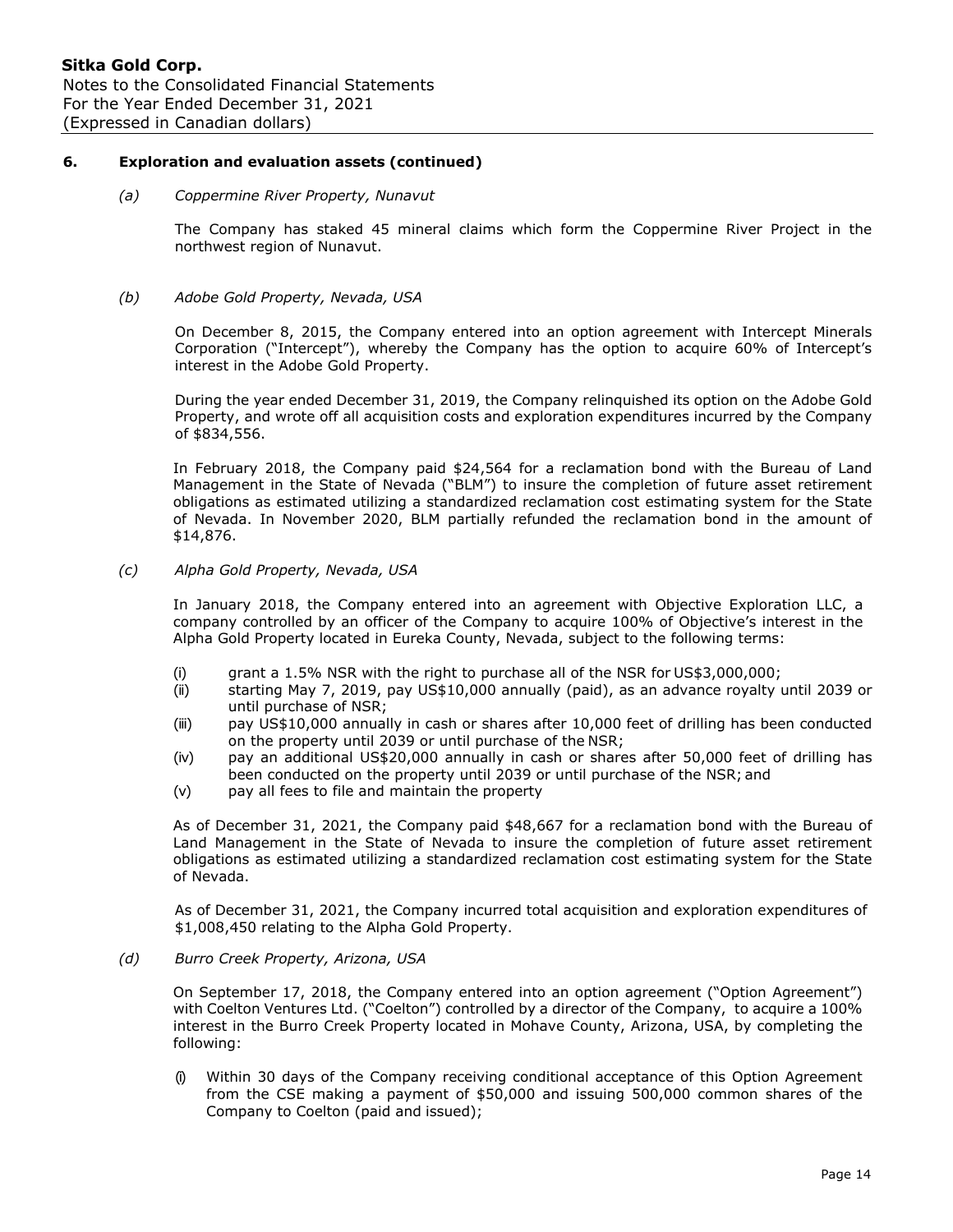## 6. Exploration and evaluation assets (continued)

### *(a) Coppermine River Property, Nunavut*

The Company has staked 45 mineral claims which form the Coppermine River Project in the northwest region of Nunavut.

### *(b) Adobe Gold Property, Nevada, USA*

On December 8, 2015, the Company entered into an option agreement with Intercept Minerals Corporation ("Intercept"), whereby the Company has the option to acquire 60% of Intercept's interest in the Adobe Gold Property.

During the year ended December 31, 2019, the Company relinquished its option on the Adobe Gold Property, and wrote off all acquisition costs and exploration expenditures incurred by the Company of $834,556.

In February 2018, the Company paid $24,564 for a reclamation bond with the Bureau of Land Management in the State of Nevada ("BLM") to insure the completion of future asset retirement obligations as estimated utilizing a standardized reclamation cost estimating system for the State of Nevada. In November 2020, BLM partially refunded the reclamation bond in the amount of $14,876.

### *(c) Alpha Gold Property, Nevada, USA*

In January 2018, the Company entered into an agreement with Objective Exploration LLC, a company controlled by an officer of the Company to acquire 100% of Objective's interest in the Alpha Gold Property located in Eureka County, Nevada, subject to the following terms:

(i) grant a 1.5% NSR with the right to purchase all of the NSR for US$3,000,000;
(ii) starting May 7, 2019, pay US$10,000 annually (paid), as an advance royalty until 2039 or until purchase of NSR;
(iii) pay US$10,000 annually in cash or shares after 10,000 feet of drilling has been conducted on the property until 2039 or until purchase of the NSR;
(iv) pay an additional US$20,000 annually in cash or shares after 50,000 feet of drilling has been conducted on the property until 2039 or until purchase of the NSR; and
(v) pay all fees to file and maintain the property

As of December 31, 2021, the Company paid $48,667 for a reclamation bond with the Bureau of Land Management in the State of Nevada to insure the completion of future asset retirement obligations as estimated utilizing a standardized reclamation cost estimating system for the State of Nevada.

As of December 31, 2021, the Company incurred total acquisition and exploration expenditures of $1,008,450 relating to the Alpha Gold Property.

### *(d) Burro Creek Property, Arizona, USA*

On September 17, 2018, the Company entered into an option agreement ("Option Agreement") with Coelton Ventures Ltd. ("Coelton") controlled by a director of the Company, to acquire a 100% interest in the Burro Creek Property located in Mohave County, Arizona, USA, by completing the following:

(i) Within 30 days of the Company receiving conditional acceptance of this Option Agreement from the CSE making a payment of $50,000 and issuing 500,000 common shares of the Company to Coelton (paid and issued);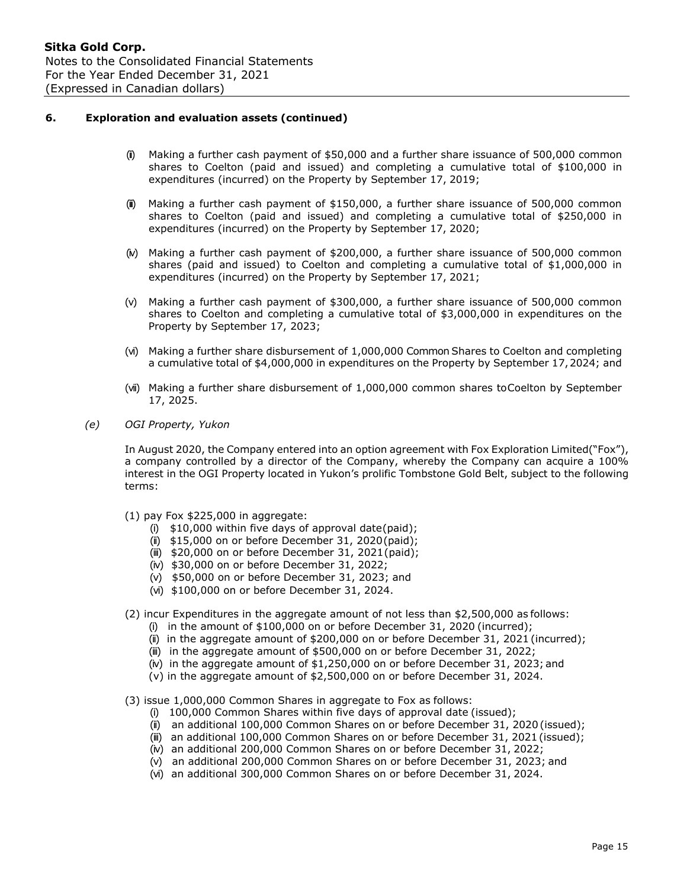## 6. Exploration and evaluation assets (continued)

(ii) Making a further cash payment of $50,000 and a further share issuance of 500,000 common shares to Coelton (paid and issued) and completing a cumulative total of $100,000 in expenditures (incurred) on the Property by September 17, 2019;

(iii) Making a further cash payment of $150,000, a further share issuance of 500,000 common shares to Coelton (paid and issued) and completing a cumulative total of $250,000 in expenditures (incurred) on the Property by September 17, 2020;

(iv) Making a further cash payment of $200,000, a further share issuance of 500,000 common shares (paid and issued) to Coelton and completing a cumulative total of $1,000,000 in expenditures (incurred) on the Property by September 17, 2021;

(v) Making a further cash payment of $300,000, a further share issuance of 500,000 common shares to Coelton and completing a cumulative total of $3,000,000 in expenditures on the Property by September 17, 2023;

(vi) Making a further share disbursement of 1,000,000 Common Shares to Coelton and completing a cumulative total of $4,000,000 in expenditures on the Property by September 17, 2024; and

(vii) Making a further share disbursement of 1,000,000 common shares to Coelton by September 17, 2025.

*(e) OGI Property, Yukon*

In August 2020, the Company entered into an option agreement with Fox Exploration Limited ("Fox"), a company controlled by a director of the Company, whereby the Company can acquire a 100% interest in the OGI Property located in Yukon's prolific Tombstone Gold Belt, subject to the following terms:

(1) pay Fox $225,000 in aggregate:
- (i) $10,000 within five days of approval date (paid);
- (ii) $15,000 on or before December 31, 2020 (paid);
- (iii) $20,000 on or before December 31, 2021 (paid);
- (iv) $30,000 on or before December 31, 2022;
- (v) $50,000 on or before December 31, 2023; and
- (vi) $100,000 on or before December 31, 2024.

(2) incur Expenditures in the aggregate amount of not less than $2,500,000 as follows:
- (i) in the amount of $100,000 on or before December 31, 2020 (incurred);
- (ii) in the aggregate amount of $200,000 on or before December 31, 2021 (incurred);
- (iii) in the aggregate amount of $500,000 on or before December 31, 2022;
- (iv) in the aggregate amount of $1,250,000 on or before December 31, 2023; and
- (v) in the aggregate amount of $2,500,000 on or before December 31, 2024.

(3) issue 1,000,000 Common Shares in aggregate to Fox as follows:
- (i) 100,000 Common Shares within five days of approval date (issued);
- (ii) an additional 100,000 Common Shares on or before December 31, 2020 (issued);
- (iii) an additional 100,000 Common Shares on or before December 31, 2021 (issued);
- (iv) an additional 200,000 Common Shares on or before December 31, 2022;
- (v) an additional 200,000 Common Shares on or before December 31, 2023; and
- (vi) an additional 300,000 Common Shares on or before December 31, 2024.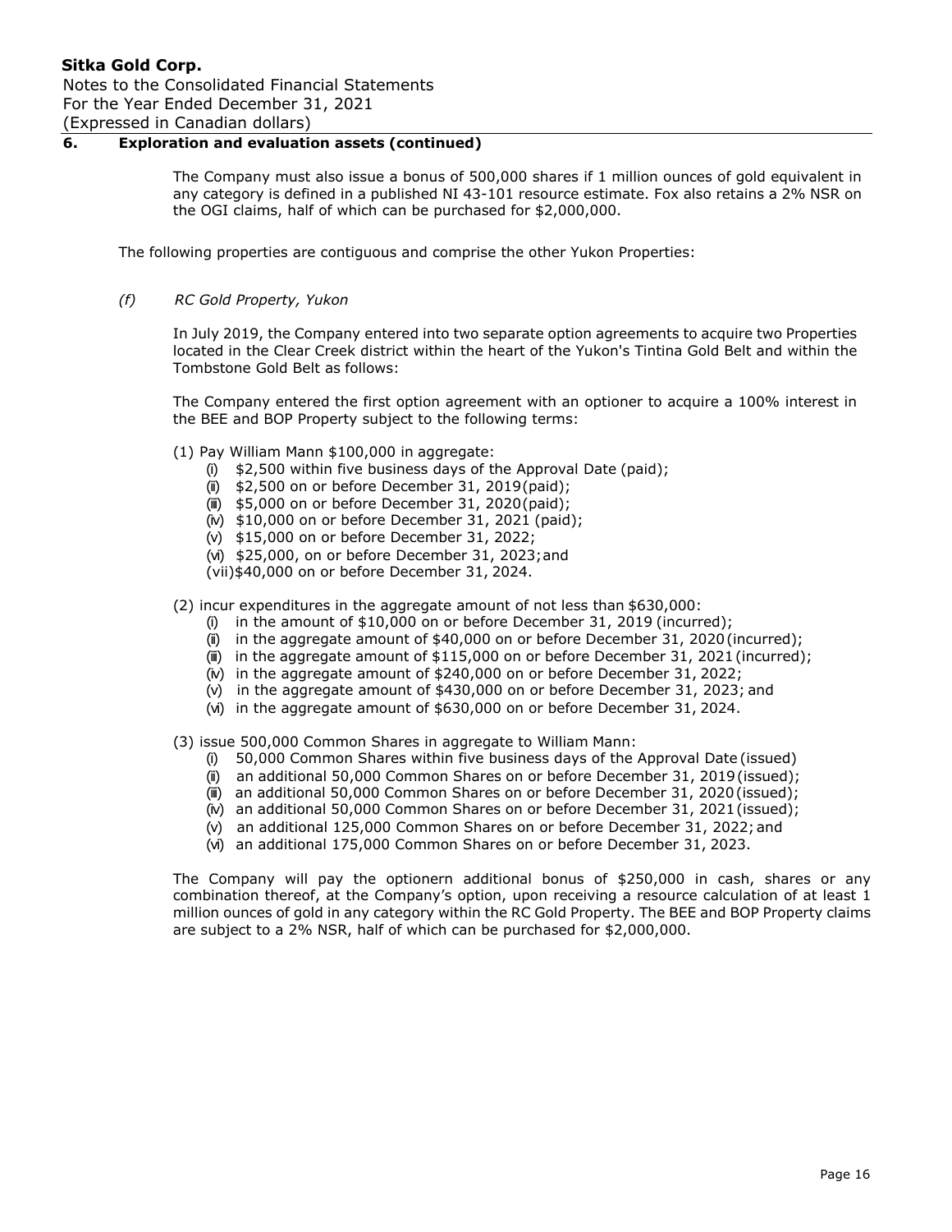## 6. Exploration and evaluation assets (continued)

The Company must also issue a bonus of 500,000 shares if 1 million ounces of gold equivalent in any category is defined in a published NI 43-101 resource estimate. Fox also retains a 2% NSR on the OGI claims, half of which can be purchased for $2,000,000.

The following properties are contiguous and comprise the other Yukon Properties:

*(f) RC Gold Property, Yukon*

In July 2019, the Company entered into two separate option agreements to acquire two Properties located in the Clear Creek district within the heart of the Yukon's Tintina Gold Belt and within the Tombstone Gold Belt as follows:

The Company entered the first option agreement with an optioner to acquire a 100% interest in the BEE and BOP Property subject to the following terms:

(1) Pay William Mann $100,000 in aggregate:
- (i) $2,500 within five business days of the Approval Date (paid);
- (ii) $2,500 on or before December 31, 2019 (paid);
- (iii) $5,000 on or before December 31, 2020 (paid);
- (iv) $10,000 on or before December 31, 2021 (paid);
- (v) $15,000 on or before December 31, 2022;
- (vi) $25,000, on or before December 31, 2023; and
- (vii) $40,000 on or before December 31, 2024.

(2) incur expenditures in the aggregate amount of not less than $630,000:
- (i) in the amount of $10,000 on or before December 31, 2019 (incurred);
- (ii) in the aggregate amount of $40,000 on or before December 31, 2020 (incurred);
- (iii) in the aggregate amount of $115,000 on or before December 31, 2021 (incurred);
- (iv) in the aggregate amount of $240,000 on or before December 31, 2022;
- (v) in the aggregate amount of $430,000 on or before December 31, 2023; and
- (vi) in the aggregate amount of $630,000 on or before December 31, 2024.

(3) issue 500,000 Common Shares in aggregate to William Mann:
- (i) 50,000 Common Shares within five business days of the Approval Date (issued)
- (ii) an additional 50,000 Common Shares on or before December 31, 2019 (issued);
- (iii) an additional 50,000 Common Shares on or before December 31, 2020 (issued);
- (iv) an additional 50,000 Common Shares on or before December 31, 2021 (issued);
- (v) an additional 125,000 Common Shares on or before December 31, 2022; and
- (vi) an additional 175,000 Common Shares on or before December 31, 2023.

The Company will pay the optionern additional bonus of $250,000 in cash, shares or any combination thereof, at the Company's option, upon receiving a resource calculation of at least 1 million ounces of gold in any category within the RC Gold Property. The BEE and BOP Property claims are subject to a 2% NSR, half of which can be purchased for $2,000,000.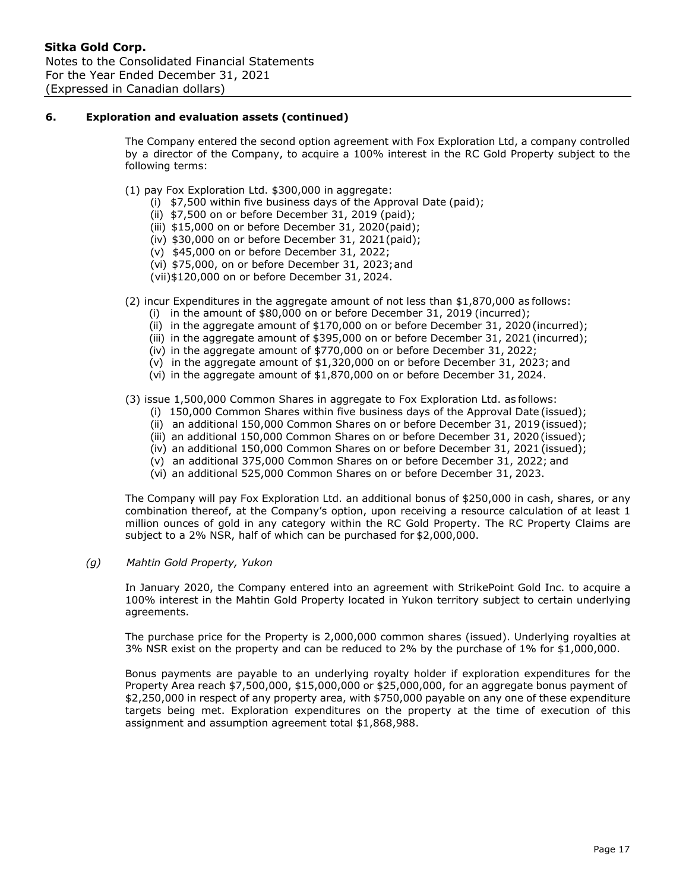## 6. Exploration and evaluation assets (continued)

The Company entered the second option agreement with Fox Exploration Ltd, a company controlled by a director of the Company, to acquire a 100% interest in the RC Gold Property subject to the following terms:

(1) pay Fox Exploration Ltd. $300,000 in aggregate:
- (i) $7,500 within five business days of the Approval Date (paid);
- (ii) $7,500 on or before December 31, 2019 (paid);
- (iii) $15,000 on or before December 31, 2020 (paid);
- (iv) $30,000 on or before December 31, 2021 (paid);
- (v) $45,000 on or before December 31, 2022;
- (vi) $75,000, on or before December 31, 2023; and
- (vii) $120,000 on or before December 31, 2024.

(2) incur Expenditures in the aggregate amount of not less than $1,870,000 as follows:
- (i) in the amount of $80,000 on or before December 31, 2019 (incurred);
- (ii) in the aggregate amount of $170,000 on or before December 31, 2020 (incurred);
- (iii) in the aggregate amount of $395,000 on or before December 31, 2021 (incurred);
- (iv) in the aggregate amount of $770,000 on or before December 31, 2022;
- (v) in the aggregate amount of $1,320,000 on or before December 31, 2023; and
- (vi) in the aggregate amount of $1,870,000 on or before December 31, 2024.

(3) issue 1,500,000 Common Shares in aggregate to Fox Exploration Ltd. as follows:
- (i) 150,000 Common Shares within five business days of the Approval Date (issued);
- (ii) an additional 150,000 Common Shares on or before December 31, 2019 (issued);
- (iii) an additional 150,000 Common Shares on or before December 31, 2020 (issued);
- (iv) an additional 150,000 Common Shares on or before December 31, 2021 (issued);
- (v) an additional 375,000 Common Shares on or before December 31, 2022; and
- (vi) an additional 525,000 Common Shares on or before December 31, 2023.

The Company will pay Fox Exploration Ltd. an additional bonus of $250,000 in cash, shares, or any combination thereof, at the Company's option, upon receiving a resource calculation of at least 1 million ounces of gold in any category within the RC Gold Property. The RC Property Claims are subject to a 2% NSR, half of which can be purchased for $2,000,000.

*(g) Mahtin Gold Property, Yukon*

In January 2020, the Company entered into an agreement with StrikePoint Gold Inc. to acquire a 100% interest in the Mahtin Gold Property located in Yukon territory subject to certain underlying agreements.

The purchase price for the Property is 2,000,000 common shares (issued). Underlying royalties at 3% NSR exist on the property and can be reduced to 2% by the purchase of 1% for $1,000,000.

Bonus payments are payable to an underlying royalty holder if exploration expenditures for the Property Area reach $7,500,000, $15,000,000 or $25,000,000, for an aggregate bonus payment of $2,250,000 in respect of any property area, with $750,000 payable on any one of these expenditure targets being met. Exploration expenditures on the property at the time of execution of this assignment and assumption agreement total $1,868,988.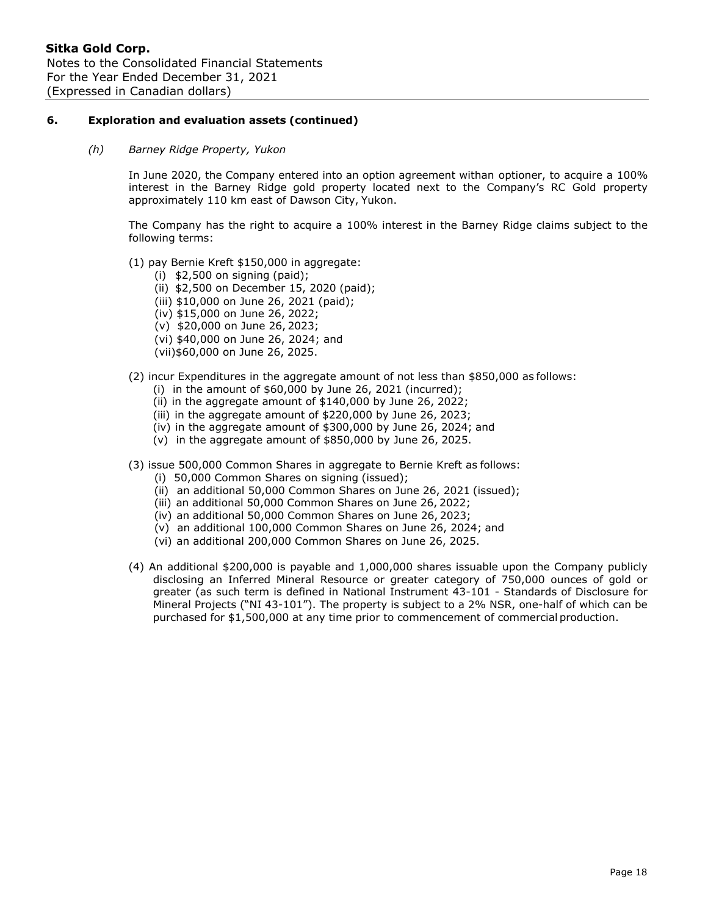## 6. Exploration and evaluation assets (continued)

### *(h) Barney Ridge Property, Yukon*

In June 2020, the Company entered into an option agreement withan optioner, to acquire a 100% interest in the Barney Ridge gold property located next to the Company's RC Gold property approximately 110 km east of Dawson City, Yukon.

The Company has the right to acquire a 100% interest in the Barney Ridge claims subject to the following terms:

(1) pay Bernie Kreft $150,000 in aggregate:
- (i) $2,500 on signing (paid);
- (ii) $2,500 on December 15, 2020 (paid);
- (iii) $10,000 on June 26, 2021 (paid);
- (iv) $15,000 on June 26, 2022;
- (v) $20,000 on June 26, 2023;
- (vi) $40,000 on June 26, 2024; and
- (vii)$60,000 on June 26, 2025.

(2) incur Expenditures in the aggregate amount of not less than $850,000 as follows:
- (i) in the amount of $60,000 by June 26, 2021 (incurred);
- (ii) in the aggregate amount of $140,000 by June 26, 2022;
- (iii) in the aggregate amount of $220,000 by June 26, 2023;
- (iv) in the aggregate amount of $300,000 by June 26, 2024; and
- (v) in the aggregate amount of $850,000 by June 26, 2025.

(3) issue 500,000 Common Shares in aggregate to Bernie Kreft as follows:
- (i) 50,000 Common Shares on signing (issued);
- (ii) an additional 50,000 Common Shares on June 26, 2021 (issued);
- (iii) an additional 50,000 Common Shares on June 26, 2022;
- (iv) an additional 50,000 Common Shares on June 26, 2023;
- (v) an additional 100,000 Common Shares on June 26, 2024; and
- (vi) an additional 200,000 Common Shares on June 26, 2025.

(4) An additional $200,000 is payable and 1,000,000 shares issuable upon the Company publicly disclosing an Inferred Mineral Resource or greater category of 750,000 ounces of gold or greater (as such term is defined in National Instrument 43-101 - Standards of Disclosure for Mineral Projects ("NI 43-101"). The property is subject to a 2% NSR, one-half of which can be purchased for $1,500,000 at any time prior to commencement of commercial production.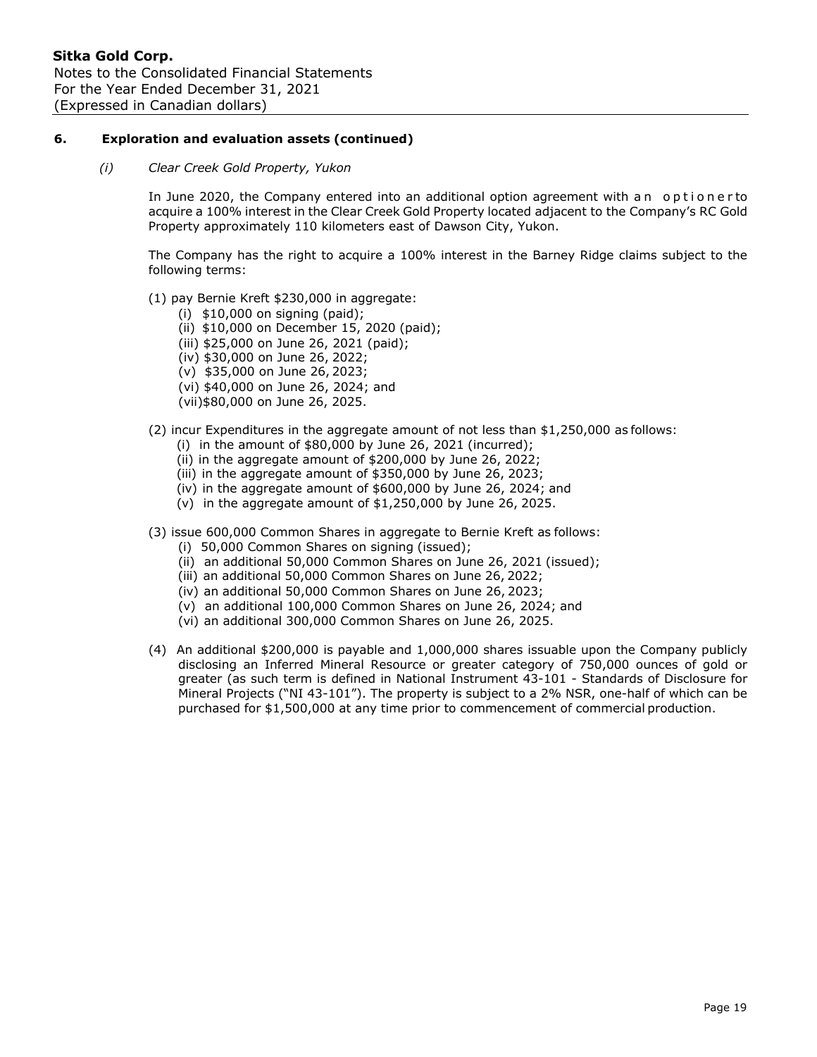## 6. Exploration and evaluation assets (continued)

*(i) Clear Creek Gold Property, Yukon*

In June 2020, the Company entered into an additional option agreement with an optioner to acquire a 100% interest in the Clear Creek Gold Property located adjacent to the Company's RC Gold Property approximately 110 kilometers east of Dawson City, Yukon.

The Company has the right to acquire a 100% interest in the Barney Ridge claims subject to the following terms:

(1) pay Bernie Kreft $230,000 in aggregate:
- (i) $10,000 on signing (paid);
- (ii) $10,000 on December 15, 2020 (paid);
- (iii) $25,000 on June 26, 2021 (paid);
- (iv) $30,000 on June 26, 2022;
- (v) $35,000 on June 26, 2023;
- (vi) $40,000 on June 26, 2024; and
- (vii) $80,000 on June 26, 2025.

(2) incur Expenditures in the aggregate amount of not less than $1,250,000 as follows:
- (i) in the amount of $80,000 by June 26, 2021 (incurred);
- (ii) in the aggregate amount of $200,000 by June 26, 2022;
- (iii) in the aggregate amount of $350,000 by June 26, 2023;
- (iv) in the aggregate amount of $600,000 by June 26, 2024; and
- (v) in the aggregate amount of $1,250,000 by June 26, 2025.

(3) issue 600,000 Common Shares in aggregate to Bernie Kreft as follows:
- (i) 50,000 Common Shares on signing (issued);
- (ii) an additional 50,000 Common Shares on June 26, 2021 (issued);
- (iii) an additional 50,000 Common Shares on June 26, 2022;
- (iv) an additional 50,000 Common Shares on June 26, 2023;
- (v) an additional 100,000 Common Shares on June 26, 2024; and
- (vi) an additional 300,000 Common Shares on June 26, 2025.

(4) An additional $200,000 is payable and 1,000,000 shares issuable upon the Company publicly disclosing an Inferred Mineral Resource or greater category of 750,000 ounces of gold or greater (as such term is defined in National Instrument 43-101 - Standards of Disclosure for Mineral Projects ("NI 43-101"). The property is subject to a 2% NSR, one-half of which can be purchased for $1,500,000 at any time prior to commencement of commercial production.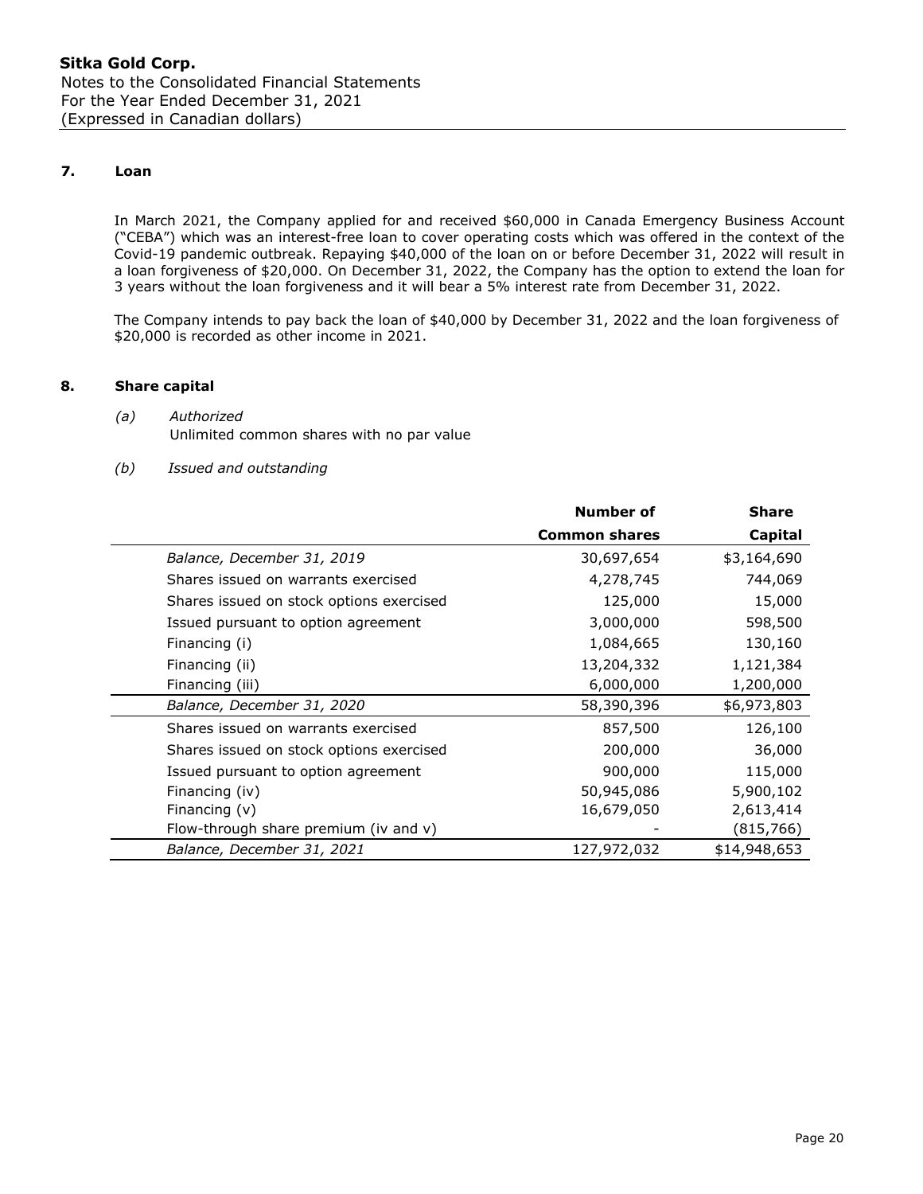## 7. Loan

In March 2021, the Company applied for and received $60,000 in Canada Emergency Business Account ("CEBA") which was an interest-free loan to cover operating costs which was offered in the context of the Covid-19 pandemic outbreak. Repaying $40,000 of the loan on or before December 31, 2022 will result in a loan forgiveness of $20,000. On December 31, 2022, the Company has the option to extend the loan for 3 years without the loan forgiveness and it will bear a 5% interest rate from December 31, 2022.

The Company intends to pay back the loan of $40,000 by December 31, 2022 and the loan forgiveness of $20,000 is recorded as other income in 2021.

## 8. Share capital

*(a) Authorized*

Unlimited common shares with no par value

*(b) Issued and outstanding*

| | **Number of Common shares** | **Share Capital** |
|---|---:|---:|
| *Balance, December 31, 2019* | 30,697,654 | $3,164,690 |
| Shares issued on warrants exercised | 4,278,745 | 744,069 |
| Shares issued on stock options exercised | 125,000 | 15,000 |
| Issued pursuant to option agreement | 3,000,000 | 598,500 |
| Financing (i) | 1,084,665 | 130,160 |
| Financing (ii) | 13,204,332 | 1,121,384 |
| Financing (iii) | 6,000,000 | 1,200,000 |
| *Balance, December 31, 2020* | 58,390,396 | $6,973,803 |
| Shares issued on warrants exercised | 857,500 | 126,100 |
| Shares issued on stock options exercised | 200,000 | 36,000 |
| Issued pursuant to option agreement | 900,000 | 115,000 |
| Financing (iv) | 50,945,086 | 5,900,102 |
| Financing (v) | 16,679,050 | 2,613,414 |
| Flow-through share premium (iv and v) | - | (815,766) |
| *Balance, December 31, 2021* | 127,972,032 | $14,948,653 |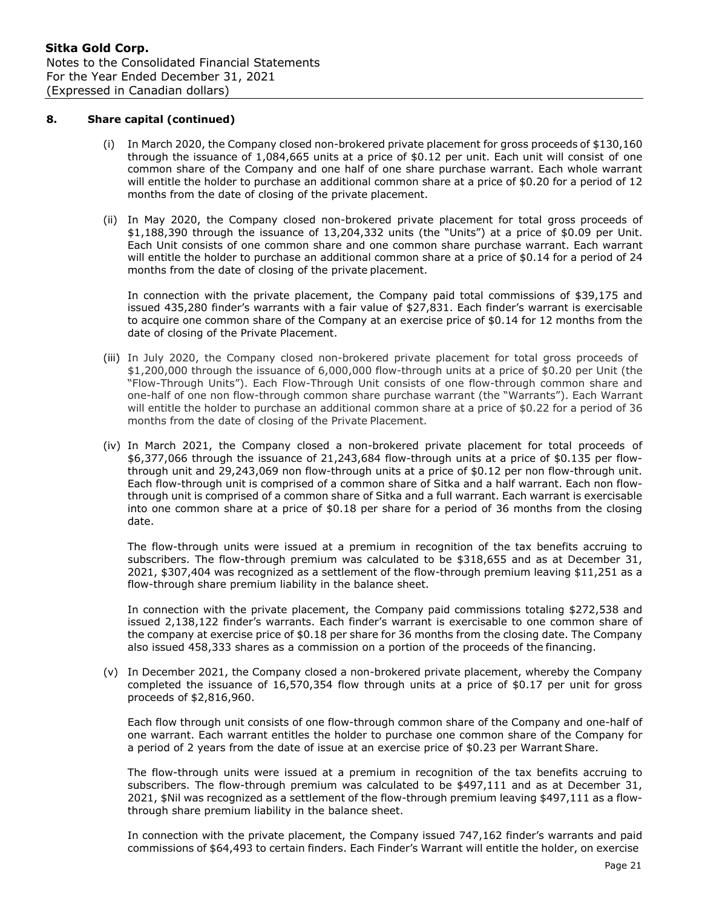## 8. Share capital (continued)

(i) In March 2020, the Company closed non-brokered private placement for gross proceeds of $130,160 through the issuance of 1,084,665 units at a price of $0.12 per unit. Each unit will consist of one common share of the Company and one half of one share purchase warrant. Each whole warrant will entitle the holder to purchase an additional common share at a price of $0.20 for a period of 12 months from the date of closing of the private placement.

(ii) In May 2020, the Company closed non-brokered private placement for total gross proceeds of $1,188,390 through the issuance of 13,204,332 units (the "Units") at a price of $0.09 per Unit. Each Unit consists of one common share and one common share purchase warrant. Each warrant will entitle the holder to purchase an additional common share at a price of $0.14 for a period of 24 months from the date of closing of the private placement.

In connection with the private placement, the Company paid total commissions of $39,175 and issued 435,280 finder's warrants with a fair value of $27,831. Each finder's warrant is exercisable to acquire one common share of the Company at an exercise price of $0.14 for 12 months from the date of closing of the Private Placement.

(iii) In July 2020, the Company closed non-brokered private placement for total gross proceeds of $1,200,000 through the issuance of 6,000,000 flow-through units at a price of $0.20 per Unit (the "Flow-Through Units"). Each Flow-Through Unit consists of one flow-through common share and one-half of one non flow-through common share purchase warrant (the "Warrants"). Each Warrant will entitle the holder to purchase an additional common share at a price of $0.22 for a period of 36 months from the date of closing of the Private Placement.

(iv) In March 2021, the Company closed a non-brokered private placement for total proceeds of $6,377,066 through the issuance of 21,243,684 flow-through units at a price of $0.135 per flow-through unit and 29,243,069 non flow-through units at a price of $0.12 per non flow-through unit. Each flow-through unit is comprised of a common share of Sitka and a half warrant. Each non flow-through unit is comprised of a common share of Sitka and a full warrant. Each warrant is exercisable into one common share at a price of $0.18 per share for a period of 36 months from the closing date.

The flow-through units were issued at a premium in recognition of the tax benefits accruing to subscribers. The flow-through premium was calculated to be $318,655 and as at December 31, 2021, $307,404 was recognized as a settlement of the flow-through premium leaving $11,251 as a flow-through share premium liability in the balance sheet.

In connection with the private placement, the Company paid commissions totaling $272,538 and issued 2,138,122 finder's warrants. Each finder's warrant is exercisable to one common share of the company at exercise price of $0.18 per share for 36 months from the closing date. The Company also issued 458,333 shares as a commission on a portion of the proceeds of the financing.

(v) In December 2021, the Company closed a non-brokered private placement, whereby the Company completed the issuance of 16,570,354 flow through units at a price of $0.17 per unit for gross proceeds of $2,816,960.

Each flow through unit consists of one flow-through common share of the Company and one-half of one warrant. Each warrant entitles the holder to purchase one common share of the Company for a period of 2 years from the date of issue at an exercise price of $0.23 per Warrant Share.

The flow-through units were issued at a premium in recognition of the tax benefits accruing to subscribers. The flow-through premium was calculated to be $497,111 and as at December 31, 2021, $Nil was recognized as a settlement of the flow-through premium leaving $497,111 as a flow-through share premium liability in the balance sheet.

In connection with the private placement, the Company issued 747,162 finder's warrants and paid commissions of $64,493 to certain finders. Each Finder's Warrant will entitle the holder, on exercise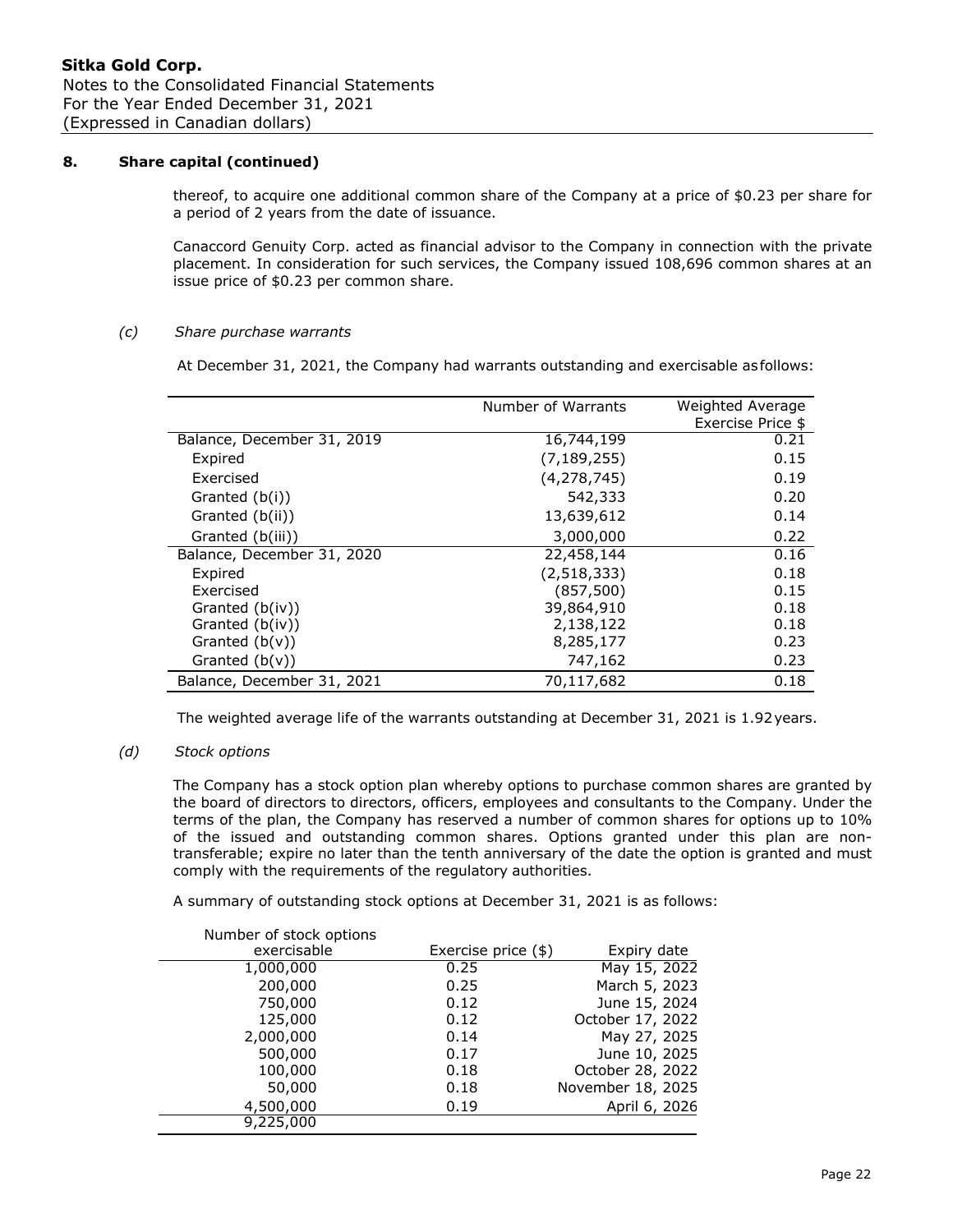## 8. Share capital (continued)

thereof, to acquire one additional common share of the Company at a price of $0.23 per share for a period of 2 years from the date of issuance.

Canaccord Genuity Corp. acted as financial advisor to the Company in connection with the private placement. In consideration for such services, the Company issued 108,696 common shares at an issue price of $0.23 per common share.

### *(c) Share purchase warrants*

At December 31, 2021, the Company had warrants outstanding and exercisable as follows:

| | Number of Warrants | Weighted Average Exercise Price $ |
|---|---|---|
| Balance, December 31, 2019 | 16,744,199 | 0.21 |
| Expired | (7,189,255) | 0.15 |
| Exercised | (4,278,745) | 0.19 |
| Granted (b(i)) | 542,333 | 0.20 |
| Granted (b(ii)) | 13,639,612 | 0.14 |
| Granted (b(iii)) | 3,000,000 | 0.22 |
| Balance, December 31, 2020 | 22,458,144 | 0.16 |
| Expired | (2,518,333) | 0.18 |
| Exercised | (857,500) | 0.15 |
| Granted (b(iv)) | 39,864,910 | 0.18 |
| Granted (b(iv)) | 2,138,122 | 0.18 |
| Granted (b(v)) | 8,285,177 | 0.23 |
| Granted (b(v)) | 747,162 | 0.23 |
| Balance, December 31, 2021 | 70,117,682 | 0.18 |

The weighted average life of the warrants outstanding at December 31, 2021 is 1.92 years.

### *(d) Stock options*

The Company has a stock option plan whereby options to purchase common shares are granted by the board of directors to directors, officers, employees and consultants to the Company. Under the terms of the plan, the Company has reserved a number of common shares for options up to 10% of the issued and outstanding common shares. Options granted under this plan are non-transferable; expire no later than the tenth anniversary of the date the option is granted and must comply with the requirements of the regulatory authorities.

A summary of outstanding stock options at December 31, 2021 is as follows:

| Number of stock options exercisable | Exercise price ($) | Expiry date |
|---|---|---|
| 1,000,000 | 0.25 | May 15, 2022 |
| 200,000 | 0.25 | March 5, 2023 |
| 750,000 | 0.12 | June 15, 2024 |
| 125,000 | 0.12 | October 17, 2022 |
| 2,000,000 | 0.14 | May 27, 2025 |
| 500,000 | 0.17 | June 10, 2025 |
| 100,000 | 0.18 | October 28, 2022 |
| 50,000 | 0.18 | November 18, 2025 |
| 4,500,000 | 0.19 | April 6, 2026 |
| 9,225,000 | | |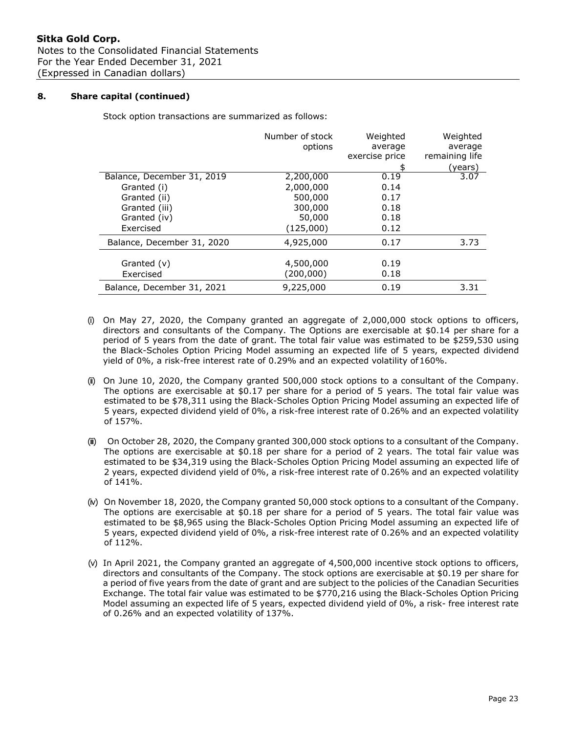**Sitka Gold Corp.**
Notes to the Consolidated Financial Statements
For the Year Ended December 31, 2021
(Expressed in Canadian dollars)

## 8. Share capital (continued)

Stock option transactions are summarized as follows:

| | Number of stock options | Weighted average exercise price $ | Weighted average remaining life (years) |
|---|---|---|---|
| Balance, December 31, 2019 | 2,200,000 | 0.19 | 3.07 |
| Granted (i) | 2,000,000 | 0.14 | |
| Granted (ii) | 500,000 | 0.17 | |
| Granted (iii) | 300,000 | 0.18 | |
| Granted (iv) | 50,000 | 0.18 | |
| Exercised | (125,000) | 0.12 | |
| Balance, December 31, 2020 | 4,925,000 | 0.17 | 3.73 |
| Granted (v) | 4,500,000 | 0.19 | |
| Exercised | (200,000) | 0.18 | |
| Balance, December 31, 2021 | 9,225,000 | 0.19 | 3.31 |

(i) On May 27, 2020, the Company granted an aggregate of 2,000,000 stock options to officers, directors and consultants of the Company. The Options are exercisable at $0.14 per share for a period of 5 years from the date of grant. The total fair value was estimated to be $259,530 using the Black-Scholes Option Pricing Model assuming an expected life of 5 years, expected dividend yield of 0%, a risk-free interest rate of 0.29% and an expected volatility of 160%.

(ii) On June 10, 2020, the Company granted 500,000 stock options to a consultant of the Company. The options are exercisable at $0.17 per share for a period of 5 years. The total fair value was estimated to be $78,311 using the Black-Scholes Option Pricing Model assuming an expected life of 5 years, expected dividend yield of 0%, a risk-free interest rate of 0.26% and an expected volatility of 157%.

(iii) On October 28, 2020, the Company granted 300,000 stock options to a consultant of the Company. The options are exercisable at $0.18 per share for a period of 2 years. The total fair value was estimated to be $34,319 using the Black-Scholes Option Pricing Model assuming an expected life of 2 years, expected dividend yield of 0%, a risk-free interest rate of 0.26% and an expected volatility of 141%.

(iv) On November 18, 2020, the Company granted 50,000 stock options to a consultant of the Company. The options are exercisable at $0.18 per share for a period of 5 years. The total fair value was estimated to be $8,965 using the Black-Scholes Option Pricing Model assuming an expected life of 5 years, expected dividend yield of 0%, a risk-free interest rate of 0.26% and an expected volatility of 112%.

(v) In April 2021, the Company granted an aggregate of 4,500,000 incentive stock options to officers, directors and consultants of the Company. The stock options are exercisable at $0.19 per share for a period of five years from the date of grant and are subject to the policies of the Canadian Securities Exchange. The total fair value was estimated to be $770,216 using the Black-Scholes Option Pricing Model assuming an expected life of 5 years, expected dividend yield of 0%, a risk- free interest rate of 0.26% and an expected volatility of 137%.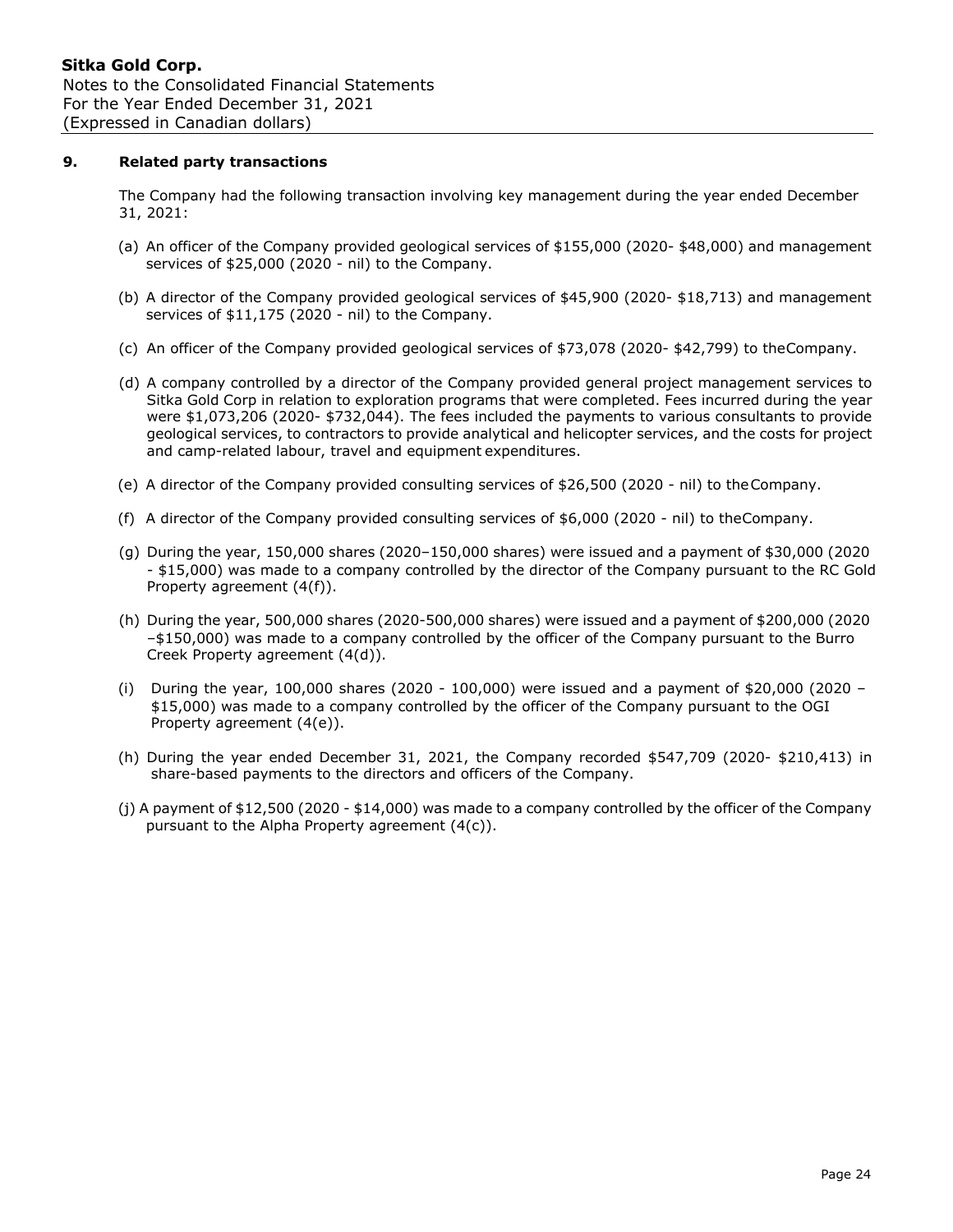## 9. Related party transactions

The Company had the following transaction involving key management during the year ended December 31, 2021:

(a) An officer of the Company provided geological services of $155,000 (2020- $48,000) and management services of $25,000 (2020 - nil) to the Company.

(b) A director of the Company provided geological services of $45,900 (2020- $18,713) and management services of $11,175 (2020 - nil) to the Company.

(c) An officer of the Company provided geological services of $73,078 (2020- $42,799) to theCompany.

(d) A company controlled by a director of the Company provided general project management services to Sitka Gold Corp in relation to exploration programs that were completed. Fees incurred during the year were $1,073,206 (2020- $732,044). The fees included the payments to various consultants to provide geological services, to contractors to provide analytical and helicopter services, and the costs for project and camp-related labour, travel and equipment expenditures.

(e) A director of the Company provided consulting services of $26,500 (2020 - nil) to theCompany.

(f) A director of the Company provided consulting services of $6,000 (2020 - nil) to theCompany.

(g) During the year, 150,000 shares (2020–150,000 shares) were issued and a payment of $30,000 (2020 - $15,000) was made to a company controlled by the director of the Company pursuant to the RC Gold Property agreement (4(f)).

(h) During the year, 500,000 shares (2020-500,000 shares) were issued and a payment of $200,000 (2020 –$150,000) was made to a company controlled by the officer of the Company pursuant to the Burro Creek Property agreement (4(d)).

(i) During the year, 100,000 shares (2020 - 100,000) were issued and a payment of $20,000 (2020 – $15,000) was made to a company controlled by the officer of the Company pursuant to the OGI Property agreement (4(e)).

(h) During the year ended December 31, 2021, the Company recorded $547,709 (2020- $210,413) in share-based payments to the directors and officers of the Company.

(j) A payment of $12,500 (2020 - $14,000) was made to a company controlled by the officer of the Company pursuant to the Alpha Property agreement (4(c)).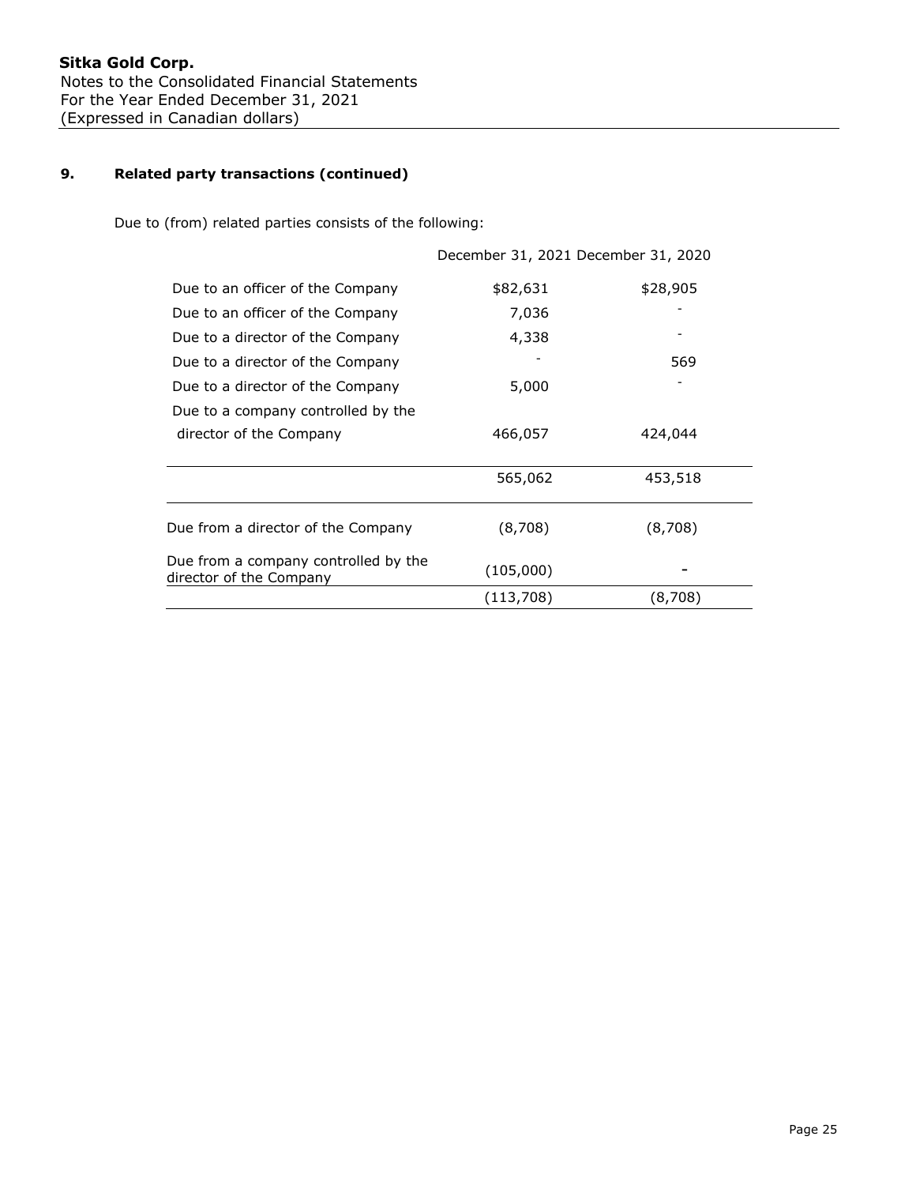## 9. Related party transactions (continued)

Due to (from) related parties consists of the following:

| | December 31, 2021 | December 31, 2020 |
|---|---|---|
| Due to an officer of the Company | $82,631 | $28,905 |
| Due to an officer of the Company | 7,036 | - |
| Due to a director of the Company | 4,338 | - |
| Due to a director of the Company | - | 569 |
| Due to a director of the Company | 5,000 | - |
| Due to a company controlled by the director of the Company | 466,057 | 424,044 |
| | 565,062 | 453,518 |
| Due from a director of the Company | (8,708) | (8,708) |
| Due from a company controlled by the director of the Company | (105,000) | - |
| | (113,708) | (8,708) |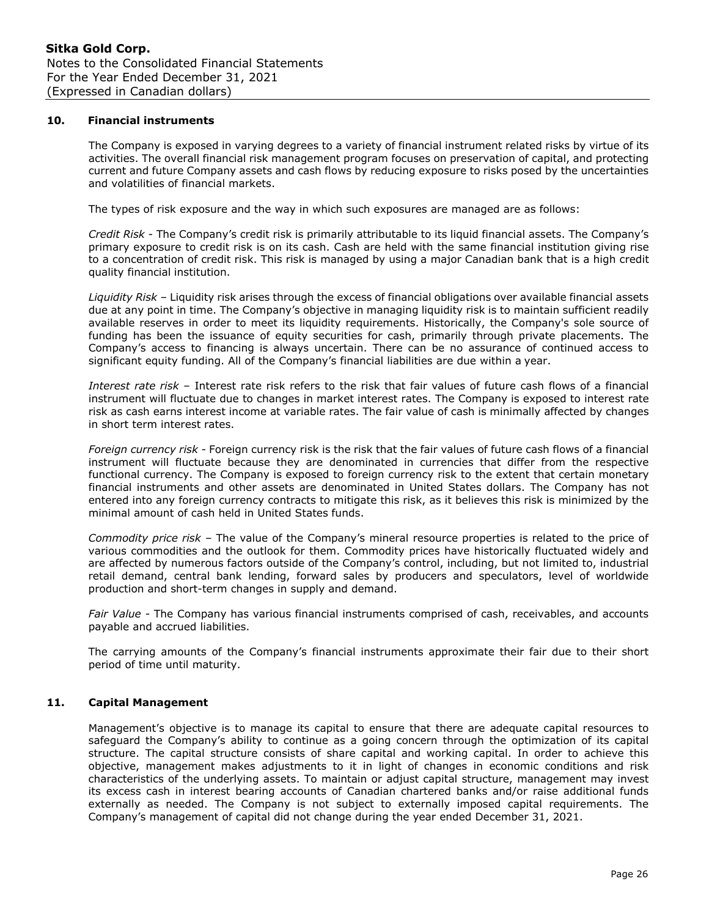## 10. Financial instruments

The Company is exposed in varying degrees to a variety of financial instrument related risks by virtue of its activities. The overall financial risk management program focuses on preservation of capital, and protecting current and future Company assets and cash flows by reducing exposure to risks posed by the uncertainties and volatilities of financial markets.

The types of risk exposure and the way in which such exposures are managed are as follows:

*Credit Risk* - The Company's credit risk is primarily attributable to its liquid financial assets. The Company's primary exposure to credit risk is on its cash. Cash are held with the same financial institution giving rise to a concentration of credit risk. This risk is managed by using a major Canadian bank that is a high credit quality financial institution.

*Liquidity Risk* – Liquidity risk arises through the excess of financial obligations over available financial assets due at any point in time. The Company's objective in managing liquidity risk is to maintain sufficient readily available reserves in order to meet its liquidity requirements. Historically, the Company's sole source of funding has been the issuance of equity securities for cash, primarily through private placements. The Company's access to financing is always uncertain. There can be no assurance of continued access to significant equity funding. All of the Company's financial liabilities are due within a year.

*Interest rate risk* – Interest rate risk refers to the risk that fair values of future cash flows of a financial instrument will fluctuate due to changes in market interest rates. The Company is exposed to interest rate risk as cash earns interest income at variable rates. The fair value of cash is minimally affected by changes in short term interest rates.

*Foreign currency risk* - Foreign currency risk is the risk that the fair values of future cash flows of a financial instrument will fluctuate because they are denominated in currencies that differ from the respective functional currency. The Company is exposed to foreign currency risk to the extent that certain monetary financial instruments and other assets are denominated in United States dollars. The Company has not entered into any foreign currency contracts to mitigate this risk, as it believes this risk is minimized by the minimal amount of cash held in United States funds.

*Commodity price risk* – The value of the Company's mineral resource properties is related to the price of various commodities and the outlook for them. Commodity prices have historically fluctuated widely and are affected by numerous factors outside of the Company's control, including, but not limited to, industrial retail demand, central bank lending, forward sales by producers and speculators, level of worldwide production and short-term changes in supply and demand.

*Fair Value* - The Company has various financial instruments comprised of cash, receivables, and accounts payable and accrued liabilities.

The carrying amounts of the Company's financial instruments approximate their fair due to their short period of time until maturity.

## 11. Capital Management

Management's objective is to manage its capital to ensure that there are adequate capital resources to safeguard the Company's ability to continue as a going concern through the optimization of its capital structure. The capital structure consists of share capital and working capital. In order to achieve this objective, management makes adjustments to it in light of changes in economic conditions and risk characteristics of the underlying assets. To maintain or adjust capital structure, management may invest its excess cash in interest bearing accounts of Canadian chartered banks and/or raise additional funds externally as needed. The Company is not subject to externally imposed capital requirements. The Company's management of capital did not change during the year ended December 31, 2021.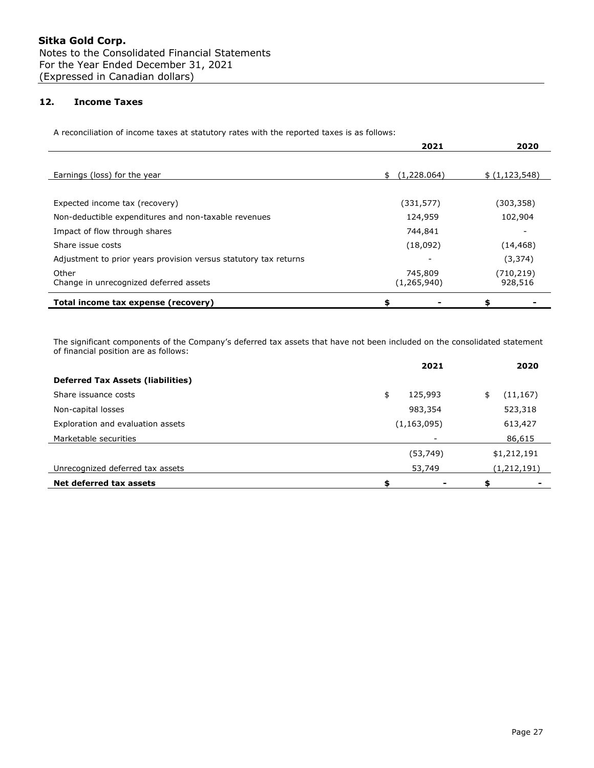## 12. Income Taxes

A reconciliation of income taxes at statutory rates with the reported taxes is as follows:

| | 2021 | 2020 |
|---|---|---|
| Earnings (loss) for the year | $ (1,228.064) | $ (1,123,548) |
| Expected income tax (recovery) | (331,577) | (303,358) |
| Non-deductible expenditures and non-taxable revenues | 124,959 | 102,904 |
| Impact of flow through shares | 744,841 | - |
| Share issue costs | (18,092) | (14,468) |
| Adjustment to prior years provision versus statutory tax returns | - | (3,374) |
| Other | 745,809 | (710,219) |
| Change in unrecognized deferred assets | (1,265,940) | 928,516 |
| **Total income tax expense (recovery)** | **$ -** | **$ -** |

The significant components of the Company's deferred tax assets that have not been included on the consolidated statement of financial position are as follows:

| | 2021 | 2020 |
|---|---|---|
| **Deferred Tax Assets (liabilities)** | | |
| Share issuance costs | $ 125,993 | $ (11,167) |
| Non-capital losses | 983,354 | 523,318 |
| Exploration and evaluation assets | (1,163,095) | 613,427 |
| Marketable securities | - | 86,615 |
| | (53,749) | $1,212,191 |
| Unrecognized deferred tax assets | 53,749 | (1,212,191) |
| **Net deferred tax assets** | **$ -** | **$ -** |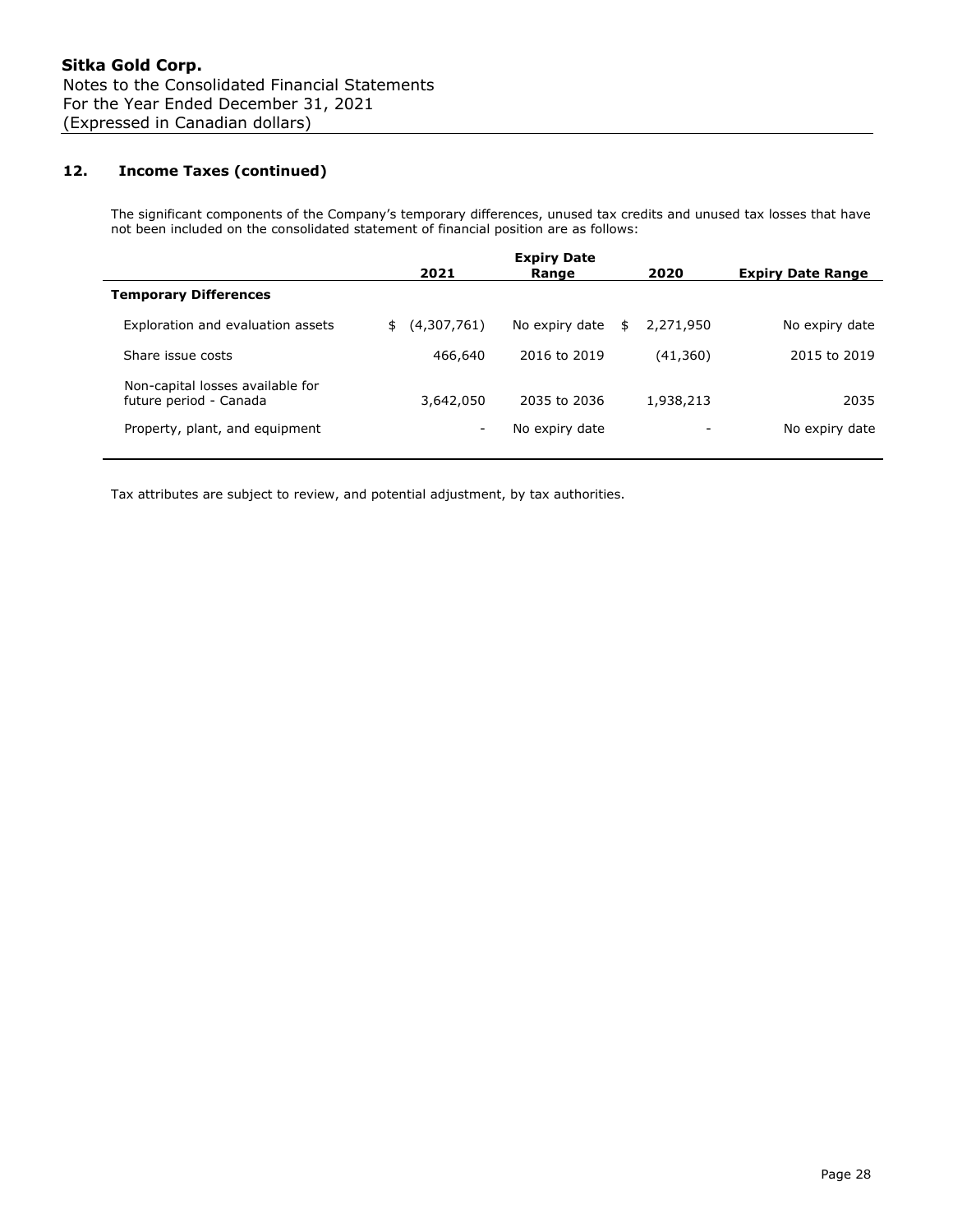Sitka Gold Corp.
Notes to the Consolidated Financial Statements
For the Year Ended December 31, 2021
(Expressed in Canadian dollars)

## 12. Income Taxes (continued)

The significant components of the Company's temporary differences, unused tax credits and unused tax losses that have not been included on the consolidated statement of financial position are as follows:

| | 2021 | Expiry Date Range | 2020 | Expiry Date Range |
|---|---|---|---|---|
| **Temporary Differences** | | | | |
| Exploration and evaluation assets | $ (4,307,761) | No expiry date | $ 2,271,950 | No expiry date |
| Share issue costs | 466,640 | 2016 to 2019 | (41,360) | 2015 to 2019 |
| Non-capital losses available for future period - Canada | 3,642,050 | 2035 to 2036 | 1,938,213 | 2035 |
| Property, plant, and equipment | - | No expiry date | - | No expiry date |

Tax attributes are subject to review, and potential adjustment, by tax authorities.